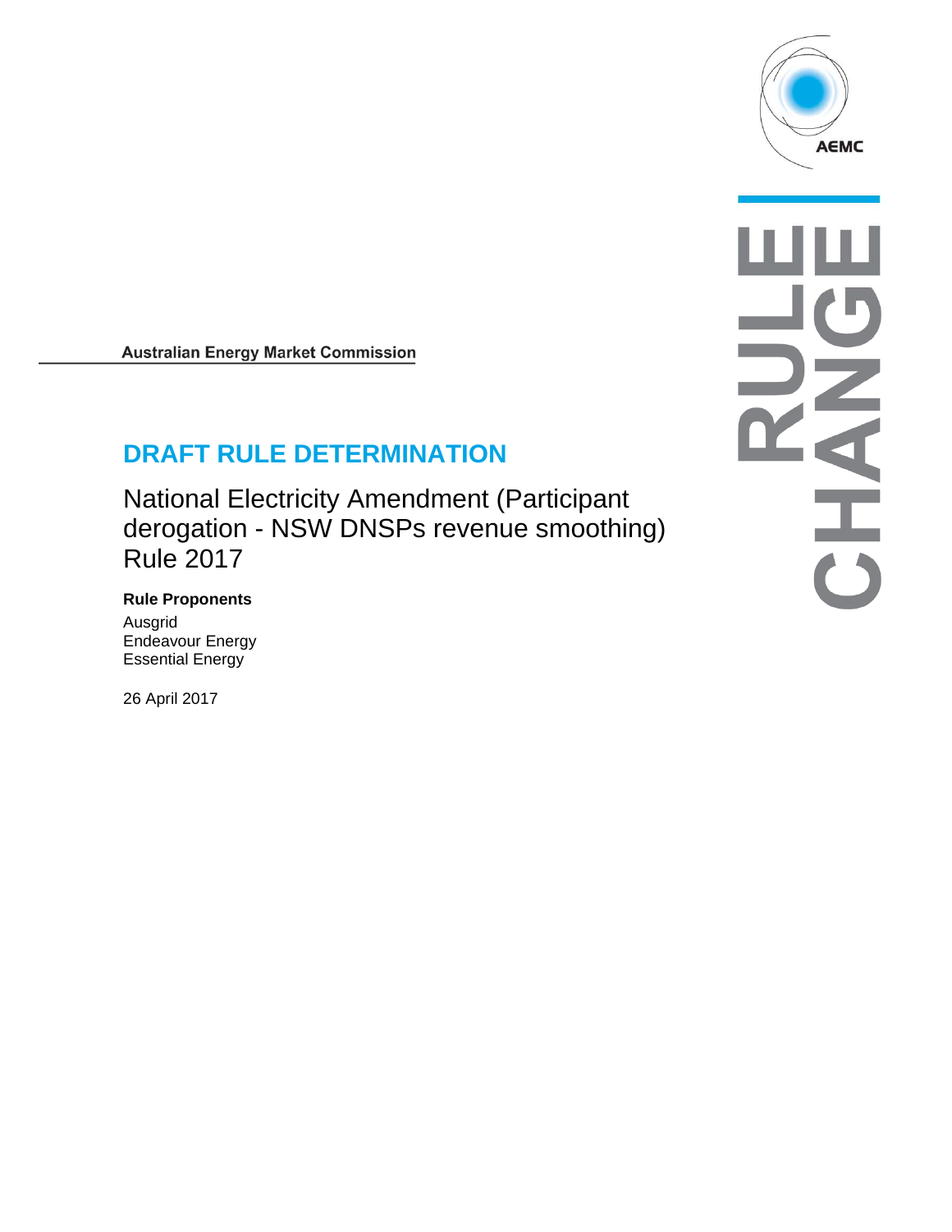AEMC

RULE CHANGE

**Australian Energy Market Commission**

# DRAFT RULE DETERMINATION

## National Electricity Amendment (Participant derogation - NSW DNSPs revenue smoothing) Rule 2017

**Rule Proponents**

Ausgrid
Endeavour Energy
Essential Energy

26 April 2017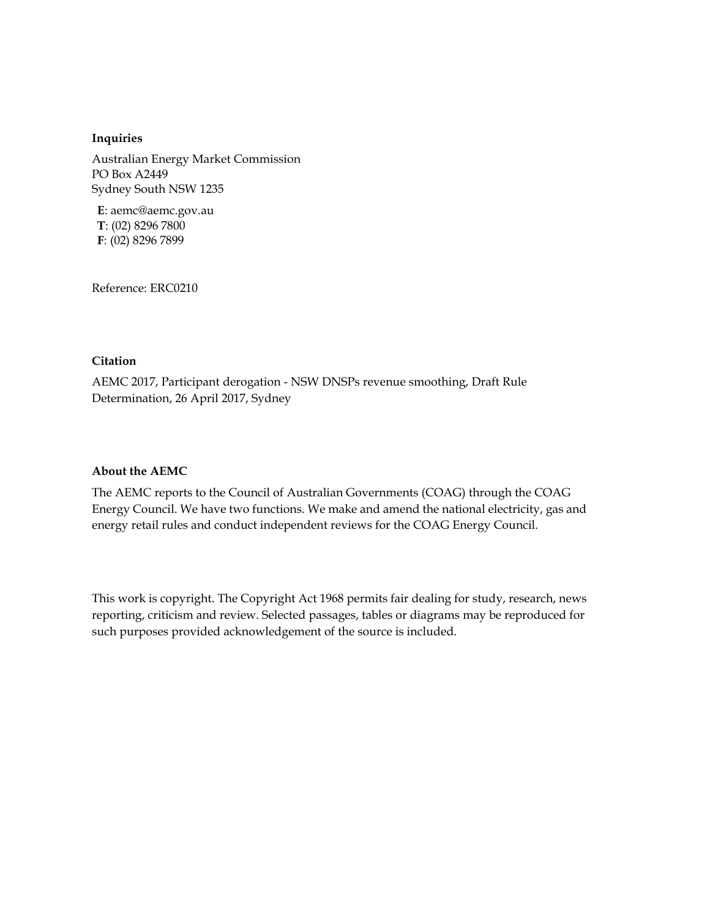**Inquiries**

Australian Energy Market Commission
PO Box A2449
Sydney South NSW 1235

**E**: aemc@aemc.gov.au
**T**: (02) 8296 7800
**F**: (02) 8296 7899

Reference: ERC0210

**Citation**

AEMC 2017, Participant derogation - NSW DNSPs revenue smoothing, Draft Rule Determination, 26 April 2017, Sydney

**About the AEMC**

The AEMC reports to the Council of Australian Governments (COAG) through the COAG Energy Council. We have two functions. We make and amend the national electricity, gas and energy retail rules and conduct independent reviews for the COAG Energy Council.

This work is copyright. The Copyright Act 1968 permits fair dealing for study, research, news reporting, criticism and review. Selected passages, tables or diagrams may be reproduced for such purposes provided acknowledgement of the source is included.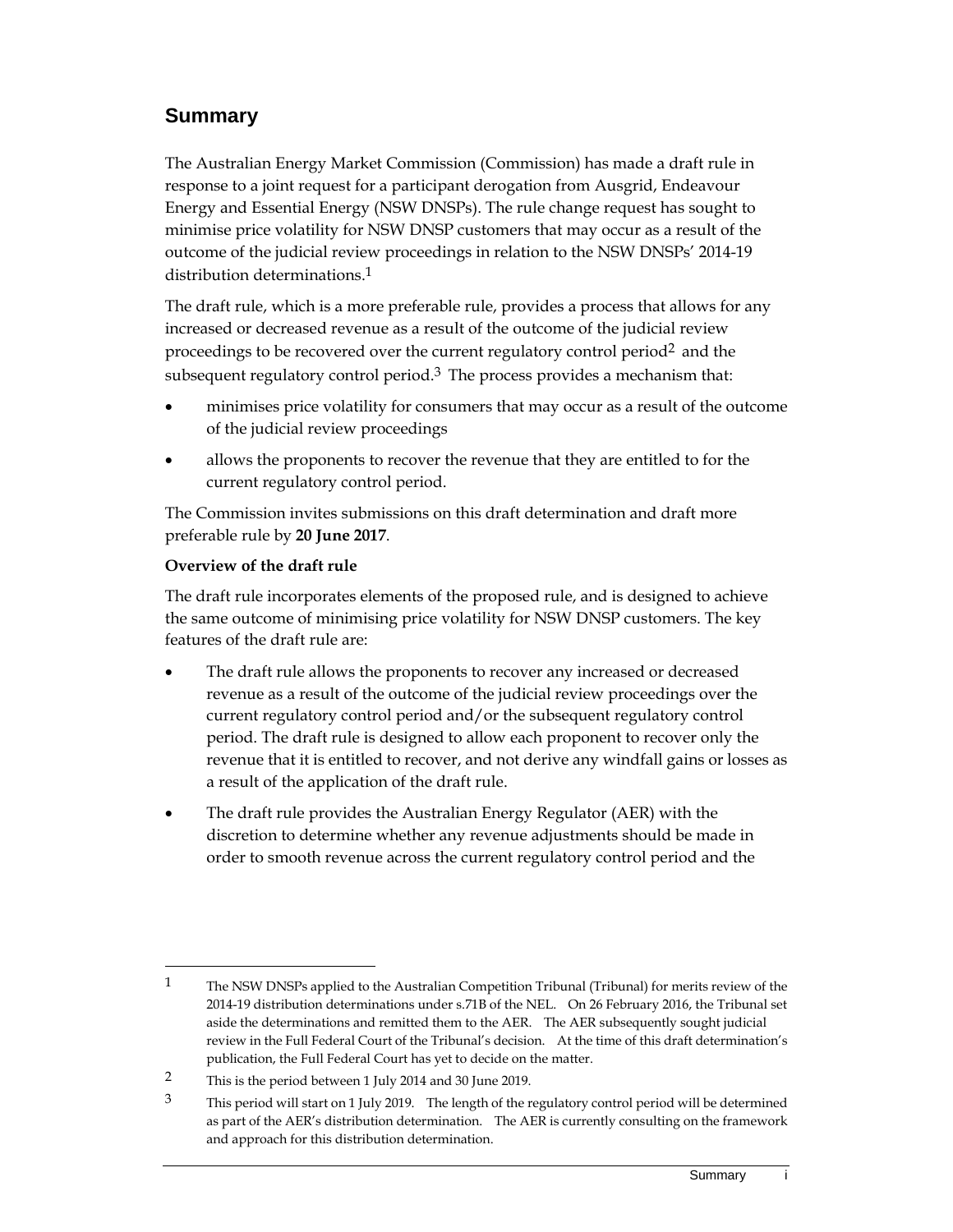## Summary

The Australian Energy Market Commission (Commission) has made a draft rule in response to a joint request for a participant derogation from Ausgrid, Endeavour Energy and Essential Energy (NSW DNSPs). The rule change request has sought to minimise price volatility for NSW DNSP customers that may occur as a result of the outcome of the judicial review proceedings in relation to the NSW DNSPs' 2014-19 distribution determinations.[1]

The draft rule, which is a more preferable rule, provides a process that allows for any increased or decreased revenue as a result of the outcome of the judicial review proceedings to be recovered over the current regulatory control period[2] and the subsequent regulatory control period.[3] The process provides a mechanism that:

- minimises price volatility for consumers that may occur as a result of the outcome of the judicial review proceedings
- allows the proponents to recover the revenue that they are entitled to for the current regulatory control period.

The Commission invites submissions on this draft determination and draft more preferable rule by **20 June 2017**.

**Overview of the draft rule**

The draft rule incorporates elements of the proposed rule, and is designed to achieve the same outcome of minimising price volatility for NSW DNSP customers. The key features of the draft rule are:

- The draft rule allows the proponents to recover any increased or decreased revenue as a result of the outcome of the judicial review proceedings over the current regulatory control period and/or the subsequent regulatory control period. The draft rule is designed to allow each proponent to recover only the revenue that it is entitled to recover, and not derive any windfall gains or losses as a result of the application of the draft rule.
- The draft rule provides the Australian Energy Regulator (AER) with the discretion to determine whether any revenue adjustments should be made in order to smooth revenue across the current regulatory control period and the

---

[1] The NSW DNSPs applied to the Australian Competition Tribunal (Tribunal) for merits review of the 2014-19 distribution determinations under s.71B of the NEL. On 26 February 2016, the Tribunal set aside the determinations and remitted them to the AER. The AER subsequently sought judicial review in the Full Federal Court of the Tribunal's decision. At the time of this draft determination's publication, the Full Federal Court has yet to decide on the matter.

[2] This is the period between 1 July 2014 and 30 June 2019.

[3] This period will start on 1 July 2019. The length of the regulatory control period will be determined as part of the AER's distribution determination. The AER is currently consulting on the framework and approach for this distribution determination.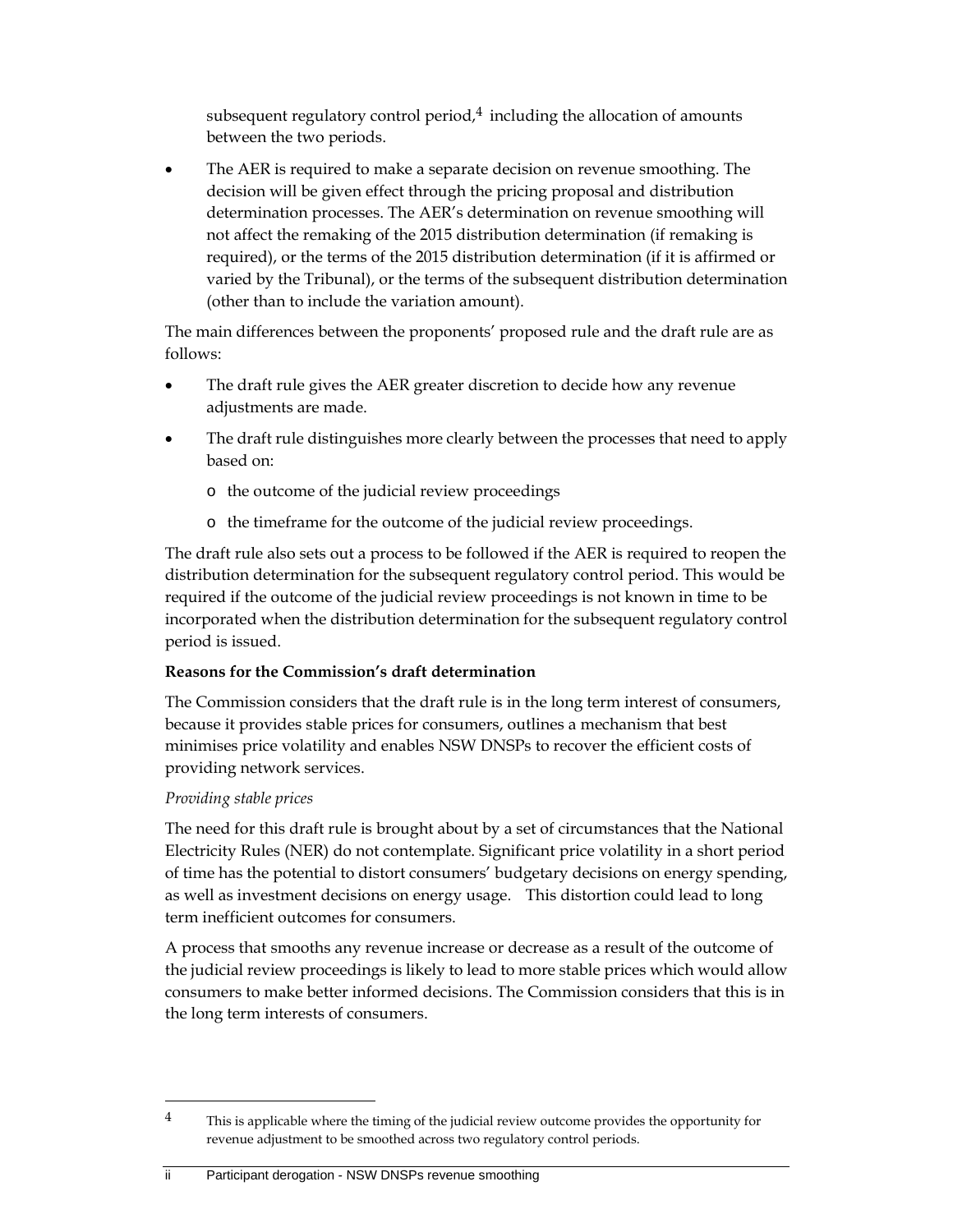subsequent regulatory control period,[4] including the allocation of amounts between the two periods.

- The AER is required to make a separate decision on revenue smoothing. The decision will be given effect through the pricing proposal and distribution determination processes. The AER's determination on revenue smoothing will not affect the remaking of the 2015 distribution determination (if remaking is required), or the terms of the 2015 distribution determination (if it is affirmed or varied by the Tribunal), or the terms of the subsequent distribution determination (other than to include the variation amount).

The main differences between the proponents' proposed rule and the draft rule are as follows:

- The draft rule gives the AER greater discretion to decide how any revenue adjustments are made.
- The draft rule distinguishes more clearly between the processes that need to apply based on:
  - the outcome of the judicial review proceedings
  - the timeframe for the outcome of the judicial review proceedings.

The draft rule also sets out a process to be followed if the AER is required to reopen the distribution determination for the subsequent regulatory control period. This would be required if the outcome of the judicial review proceedings is not known in time to be incorporated when the distribution determination for the subsequent regulatory control period is issued.

**Reasons for the Commission's draft determination**

The Commission considers that the draft rule is in the long term interest of consumers, because it provides stable prices for consumers, outlines a mechanism that best minimises price volatility and enables NSW DNSPs to recover the efficient costs of providing network services.

*Providing stable prices*

The need for this draft rule is brought about by a set of circumstances that the National Electricity Rules (NER) do not contemplate. Significant price volatility in a short period of time has the potential to distort consumers' budgetary decisions on energy spending, as well as investment decisions on energy usage. This distortion could lead to long term inefficient outcomes for consumers.

A process that smooths any revenue increase or decrease as a result of the outcome of the judicial review proceedings is likely to lead to more stable prices which would allow consumers to make better informed decisions. The Commission considers that this is in the long term interests of consumers.

---

[4] This is applicable where the timing of the judicial review outcome provides the opportunity for revenue adjustment to be smoothed across two regulatory control periods.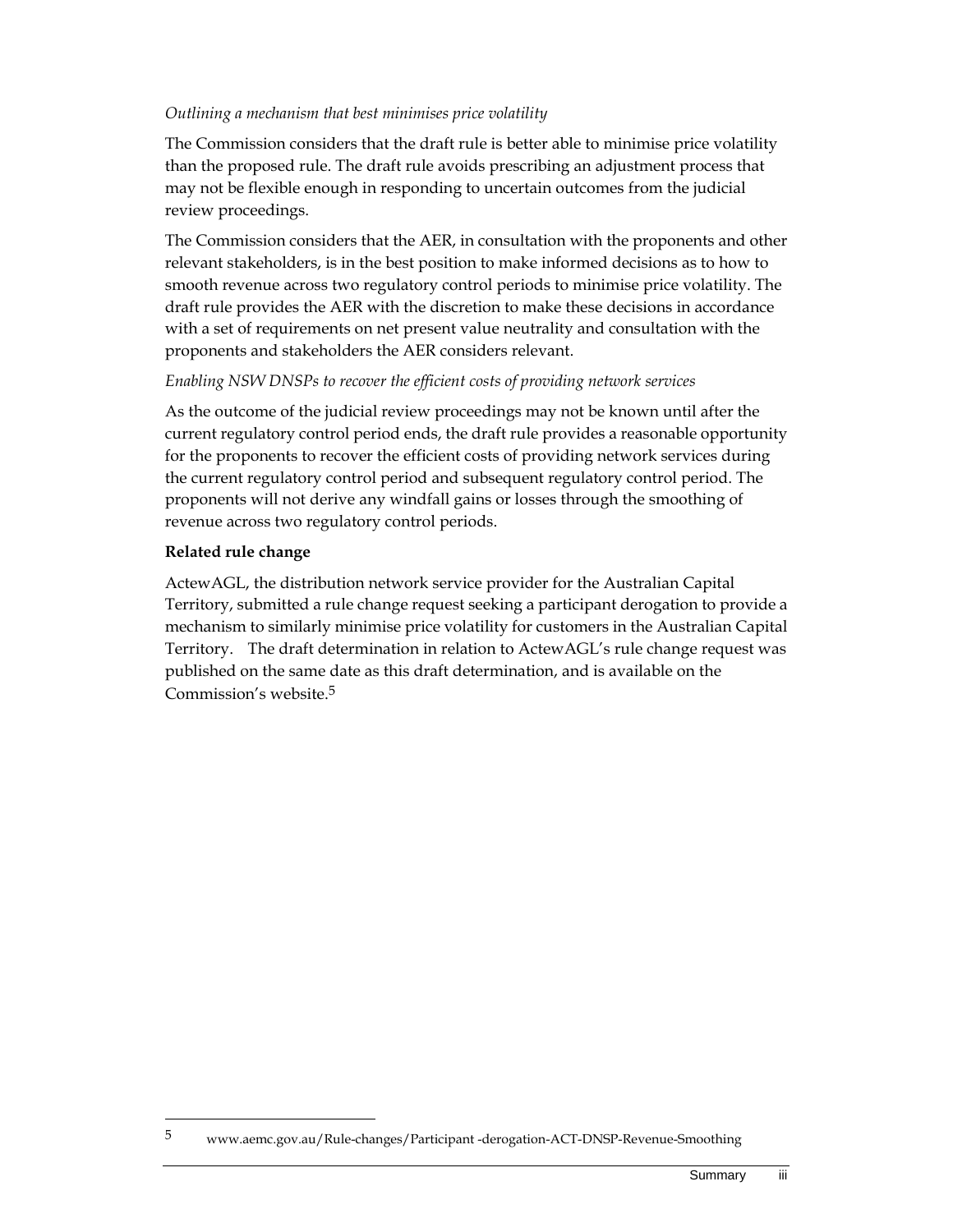*Outlining a mechanism that best minimises price volatility*

The Commission considers that the draft rule is better able to minimise price volatility than the proposed rule. The draft rule avoids prescribing an adjustment process that may not be flexible enough in responding to uncertain outcomes from the judicial review proceedings.

The Commission considers that the AER, in consultation with the proponents and other relevant stakeholders, is in the best position to make informed decisions as to how to smooth revenue across two regulatory control periods to minimise price volatility. The draft rule provides the AER with the discretion to make these decisions in accordance with a set of requirements on net present value neutrality and consultation with the proponents and stakeholders the AER considers relevant.

*Enabling NSW DNSPs to recover the efficient costs of providing network services*

As the outcome of the judicial review proceedings may not be known until after the current regulatory control period ends, the draft rule provides a reasonable opportunity for the proponents to recover the efficient costs of providing network services during the current regulatory control period and subsequent regulatory control period. The proponents will not derive any windfall gains or losses through the smoothing of revenue across two regulatory control periods.

**Related rule change**

ActewAGL, the distribution network service provider for the Australian Capital Territory, submitted a rule change request seeking a participant derogation to provide a mechanism to similarly minimise price volatility for customers in the Australian Capital Territory. The draft determination in relation to ActewAGL's rule change request was published on the same date as this draft determination, and is available on the Commission's website.[5]

---

[5] www.aemc.gov.au/Rule-changes/Participant -derogation-ACT-DNSP-Revenue-Smoothing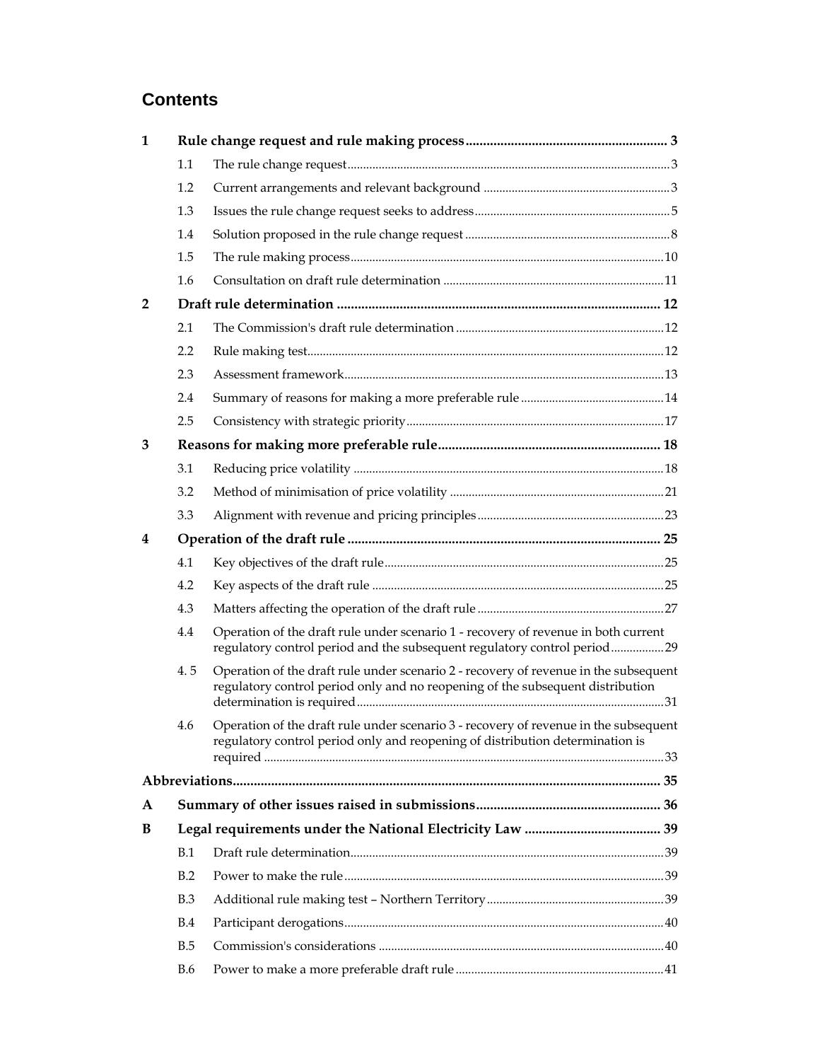# Contents

| | | | |
|---|---|---|---|
| **1** | **Rule change request and rule making process** | | **3** |
| | 1.1 | The rule change request | 3 |
| | 1.2 | Current arrangements and relevant background | 3 |
| | 1.3 | Issues the rule change request seeks to address | 5 |
| | 1.4 | Solution proposed in the rule change request | 8 |
| | 1.5 | The rule making process | 10 |
| | 1.6 | Consultation on draft rule determination | 11 |
| **2** | **Draft rule determination** | | **12** |
| | 2.1 | The Commission's draft rule determination | 12 |
| | 2.2 | Rule making test | 12 |
| | 2.3 | Assessment framework | 13 |
| | 2.4 | Summary of reasons for making a more preferable rule | 14 |
| | 2.5 | Consistency with strategic priority | 17 |
| **3** | **Reasons for making more preferable rule** | | **18** |
| | 3.1 | Reducing price volatility | 18 |
| | 3.2 | Method of minimisation of price volatility | 21 |
| | 3.3 | Alignment with revenue and pricing principles | 23 |
| **4** | **Operation of the draft rule** | | **25** |
| | 4.1 | Key objectives of the draft rule | 25 |
| | 4.2 | Key aspects of the draft rule | 25 |
| | 4.3 | Matters affecting the operation of the draft rule | 27 |
| | 4.4 | Operation of the draft rule under scenario 1 - recovery of revenue in both current regulatory control period and the subsequent regulatory control period | 29 |
| | 4. 5 | Operation of the draft rule under scenario 2 - recovery of revenue in the subsequent regulatory control period only and no reopening of the subsequent distribution determination is required | 31 |
| | 4.6 | Operation of the draft rule under scenario 3 - recovery of revenue in the subsequent regulatory control period only and reopening of distribution determination is required | 33 |
| **Abbreviations** | | | **35** |
| **A** | **Summary of other issues raised in submissions** | | **36** |
| **B** | **Legal requirements under the National Electricity Law** | | **39** |
| | B.1 | Draft rule determination | 39 |
| | B.2 | Power to make the rule | 39 |
| | B.3 | Additional rule making test – Northern Territory | 39 |
| | B.4 | Participant derogations | 40 |
| | B.5 | Commission's considerations | 40 |
| | B.6 | Power to make a more preferable draft rule | 41 |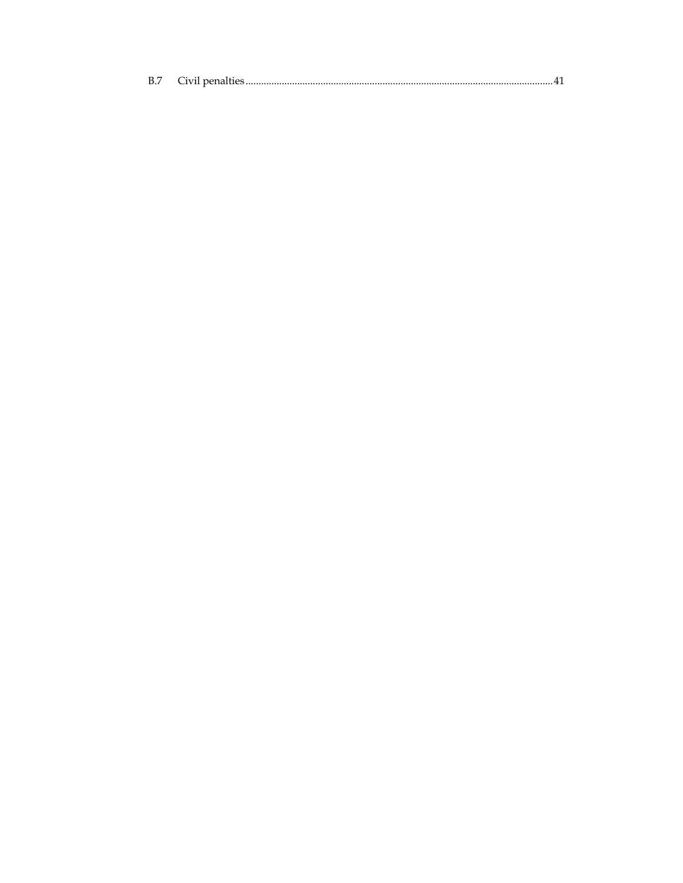B.7 Civil penalties ........................................................................................................................ 41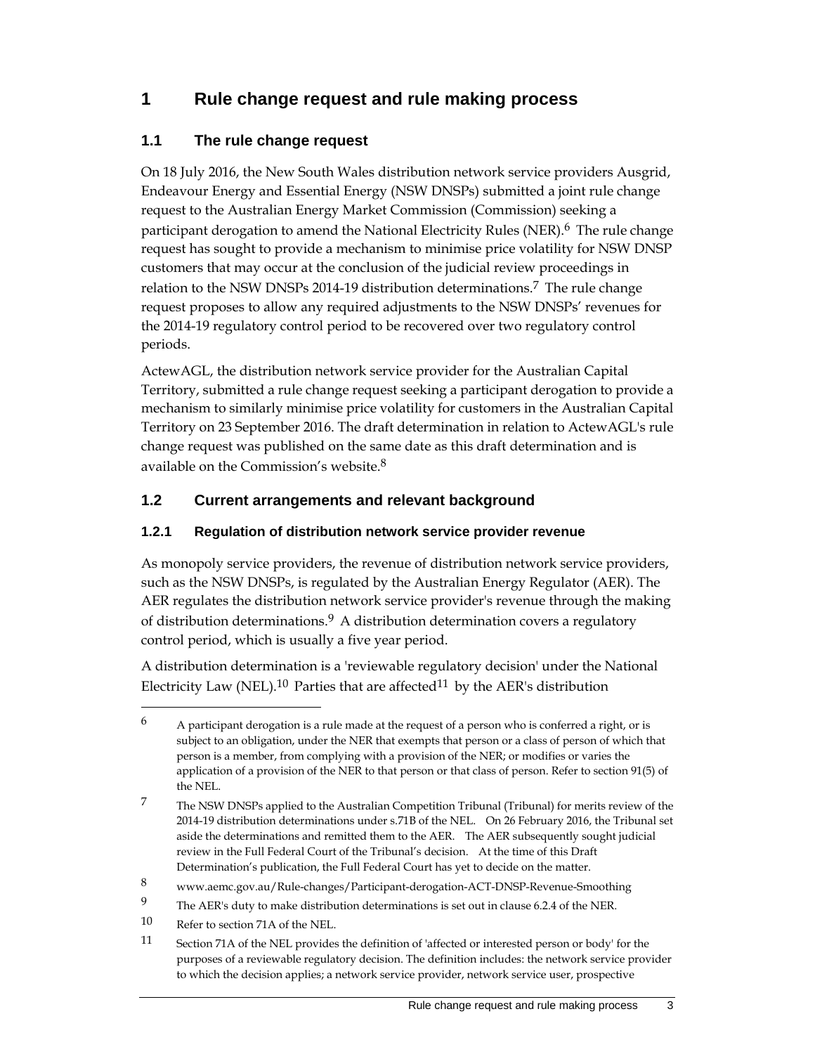# 1 Rule change request and rule making process

## 1.1 The rule change request

On 18 July 2016, the New South Wales distribution network service providers Ausgrid, Endeavour Energy and Essential Energy (NSW DNSPs) submitted a joint rule change request to the Australian Energy Market Commission (Commission) seeking a participant derogation to amend the National Electricity Rules (NER).[6] The rule change request has sought to provide a mechanism to minimise price volatility for NSW DNSP customers that may occur at the conclusion of the judicial review proceedings in relation to the NSW DNSPs 2014-19 distribution determinations.[7] The rule change request proposes to allow any required adjustments to the NSW DNSPs' revenues for the 2014-19 regulatory control period to be recovered over two regulatory control periods.

ActewAGL, the distribution network service provider for the Australian Capital Territory, submitted a rule change request seeking a participant derogation to provide a mechanism to similarly minimise price volatility for customers in the Australian Capital Territory on 23 September 2016. The draft determination in relation to ActewAGL's rule change request was published on the same date as this draft determination and is available on the Commission's website.[8]

## 1.2 Current arrangements and relevant background

### 1.2.1 Regulation of distribution network service provider revenue

As monopoly service providers, the revenue of distribution network service providers, such as the NSW DNSPs, is regulated by the Australian Energy Regulator (AER). The AER regulates the distribution network service provider's revenue through the making of distribution determinations.[9] A distribution determination covers a regulatory control period, which is usually a five year period.

A distribution determination is a 'reviewable regulatory decision' under the National Electricity Law (NEL).[10] Parties that are affected[11] by the AER's distribution

---

6 A participant derogation is a rule made at the request of a person who is conferred a right, or is subject to an obligation, under the NER that exempts that person or a class of person of which that person is a member, from complying with a provision of the NER; or modifies or varies the application of a provision of the NER to that person or that class of person. Refer to section 91(5) of the NEL.

7 The NSW DNSPs applied to the Australian Competition Tribunal (Tribunal) for merits review of the 2014-19 distribution determinations under s.71B of the NEL. On 26 February 2016, the Tribunal set aside the determinations and remitted them to the AER. The AER subsequently sought judicial review in the Full Federal Court of the Tribunal's decision. At the time of this Draft Determination's publication, the Full Federal Court has yet to decide on the matter.

8 www.aemc.gov.au/Rule-changes/Participant-derogation-ACT-DNSP-Revenue-Smoothing

9 The AER's duty to make distribution determinations is set out in clause 6.2.4 of the NER.

10 Refer to section 71A of the NEL.

11 Section 71A of the NEL provides the definition of 'affected or interested person or body' for the purposes of a reviewable regulatory decision. The definition includes: the network service provider to which the decision applies; a network service provider, network service user, prospective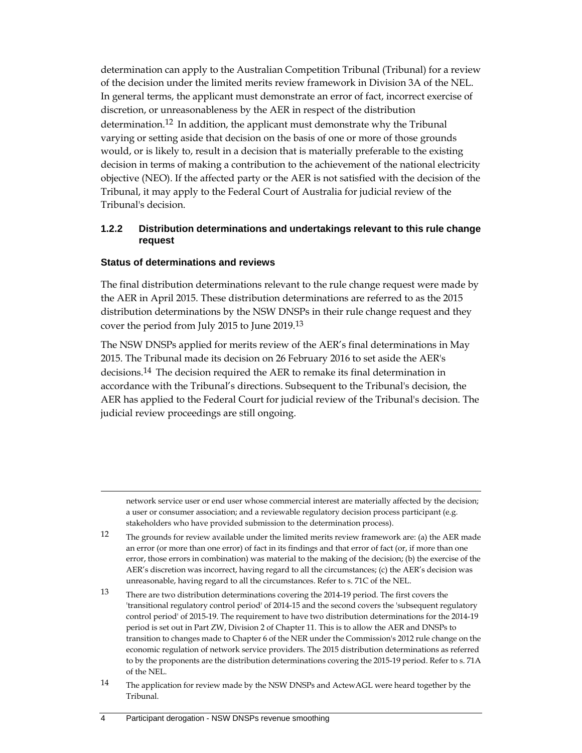determination can apply to the Australian Competition Tribunal (Tribunal) for a review of the decision under the limited merits review framework in Division 3A of the NEL. In general terms, the applicant must demonstrate an error of fact, incorrect exercise of discretion, or unreasonableness by the AER in respect of the distribution determination.[12] In addition, the applicant must demonstrate why the Tribunal varying or setting aside that decision on the basis of one or more of those grounds would, or is likely to, result in a decision that is materially preferable to the existing decision in terms of making a contribution to the achievement of the national electricity objective (NEO). If the affected party or the AER is not satisfied with the decision of the Tribunal, it may apply to the Federal Court of Australia for judicial review of the Tribunal's decision.

### 1.2.2 Distribution determinations and undertakings relevant to this rule change request

#### Status of determinations and reviews

The final distribution determinations relevant to the rule change request were made by the AER in April 2015. These distribution determinations are referred to as the 2015 distribution determinations by the NSW DNSPs in their rule change request and they cover the period from July 2015 to June 2019.[13]

The NSW DNSPs applied for merits review of the AER's final determinations in May 2015. The Tribunal made its decision on 26 February 2016 to set aside the AER's decisions.[14] The decision required the AER to remake its final determination in accordance with the Tribunal's directions. Subsequent to the Tribunal's decision, the AER has applied to the Federal Court for judicial review of the Tribunal's decision. The judicial review proceedings are still ongoing.

---

network service user or end user whose commercial interest are materially affected by the decision; a user or consumer association; and a reviewable regulatory decision process participant (e.g. stakeholders who have provided submission to the determination process).

12 The grounds for review available under the limited merits review framework are: (a) the AER made an error (or more than one error) of fact in its findings and that error of fact (or, if more than one error, those errors in combination) was material to the making of the decision; (b) the exercise of the AER's discretion was incorrect, having regard to all the circumstances; (c) the AER's decision was unreasonable, having regard to all the circumstances. Refer to s. 71C of the NEL.

13 There are two distribution determinations covering the 2014-19 period. The first covers the 'transitional regulatory control period' of 2014-15 and the second covers the 'subsequent regulatory control period' of 2015-19. The requirement to have two distribution determinations for the 2014-19 period is set out in Part ZW, Division 2 of Chapter 11. This is to allow the AER and DNSPs to transition to changes made to Chapter 6 of the NER under the Commission's 2012 rule change on the economic regulation of network service providers. The 2015 distribution determinations as referred to by the proponents are the distribution determinations covering the 2015-19 period. Refer to s. 71A of the NEL.

14 The application for review made by the NSW DNSPs and ActewAGL were heard together by the Tribunal.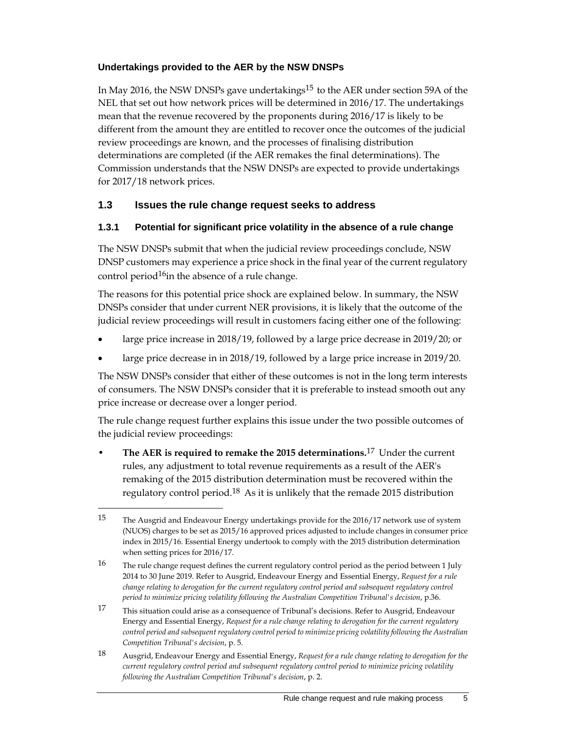**Undertakings provided to the AER by the NSW DNSPs**

In May 2016, the NSW DNSPs gave undertakings[15] to the AER under section 59A of the NEL that set out how network prices will be determined in 2016/17. The undertakings mean that the revenue recovered by the proponents during 2016/17 is likely to be different from the amount they are entitled to recover once the outcomes of the judicial review proceedings are known, and the processes of finalising distribution determinations are completed (if the AER remakes the final determinations). The Commission understands that the NSW DNSPs are expected to provide undertakings for 2017/18 network prices.

## 1.3 Issues the rule change request seeks to address

### 1.3.1 Potential for significant price volatility in the absence of a rule change

The NSW DNSPs submit that when the judicial review proceedings conclude, NSW DNSP customers may experience a price shock in the final year of the current regulatory control period[16]in the absence of a rule change.

The reasons for this potential price shock are explained below. In summary, the NSW DNSPs consider that under current NER provisions, it is likely that the outcome of the judicial review proceedings will result in customers facing either one of the following:

- large price increase in 2018/19, followed by a large price decrease in 2019/20; or
- large price decrease in in 2018/19, followed by a large price increase in 2019/20.

The NSW DNSPs consider that either of these outcomes is not in the long term interests of consumers. The NSW DNSPs consider that it is preferable to instead smooth out any price increase or decrease over a longer period.

The rule change request further explains this issue under the two possible outcomes of the judicial review proceedings:

- **The AER is required to remake the 2015 determinations.**[17] Under the current rules, any adjustment to total revenue requirements as a result of the AER's remaking of the 2015 distribution determination must be recovered within the regulatory control period.[18] As it is unlikely that the remade 2015 distribution

---

15 The Ausgrid and Endeavour Energy undertakings provide for the 2016/17 network use of system (NUOS) charges to be set as 2015/16 approved prices adjusted to include changes in consumer price index in 2015/16. Essential Energy undertook to comply with the 2015 distribution determination when setting prices for 2016/17.

16 The rule change request defines the current regulatory control period as the period between 1 July 2014 to 30 June 2019. Refer to Ausgrid, Endeavour Energy and Essential Energy, *Request for a rule change relating to derogation for the current regulatory control period and subsequent regulatory control period to minimize pricing volatility following the Australian Competition Tribunal's decision*, p.36.

17 This situation could arise as a consequence of Tribunal's decisions. Refer to Ausgrid, Endeavour Energy and Essential Energy, *Request for a rule change relating to derogation for the current regulatory control period and subsequent regulatory control period to minimize pricing volatility following the Australian Competition Tribunal's decision*, p. 5.

18 Ausgrid, Endeavour Energy and Essential Energy, *Request for a rule change relating to derogation for the current regulatory control period and subsequent regulatory control period to minimize pricing volatility following the Australian Competition Tribunal's decision*, p. 2.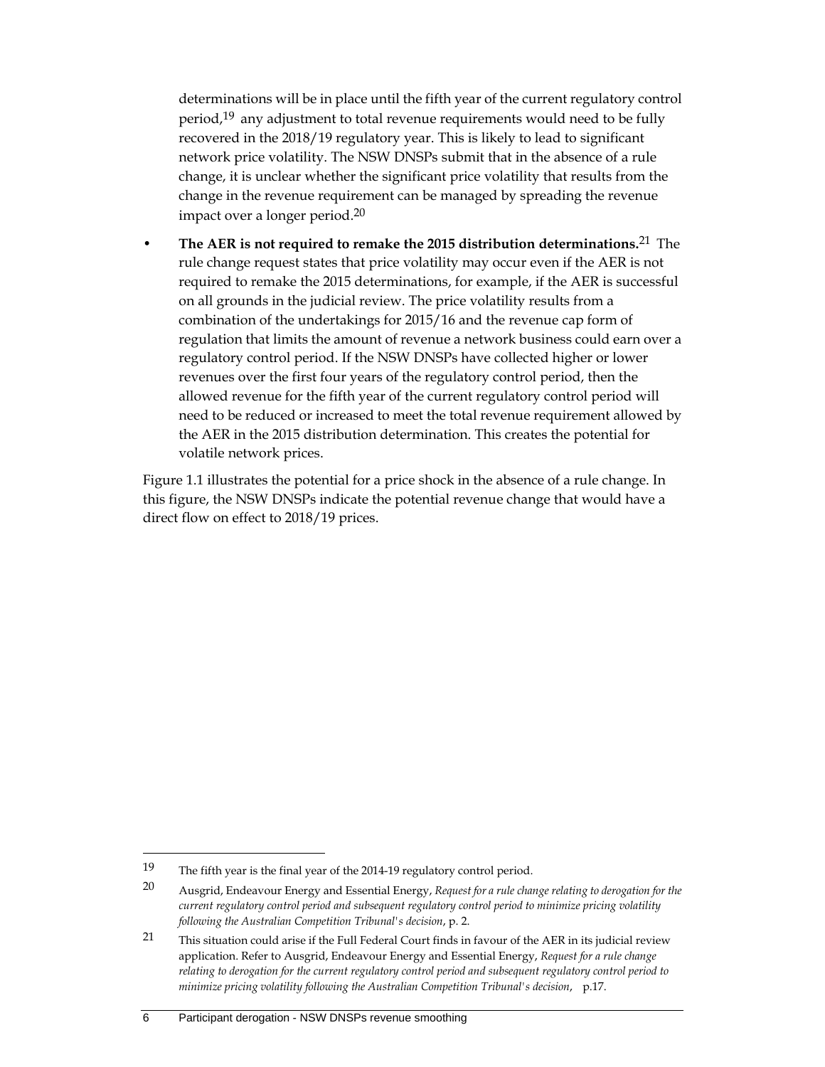determinations will be in place until the fifth year of the current regulatory control period,[19] any adjustment to total revenue requirements would need to be fully recovered in the 2018/19 regulatory year. This is likely to lead to significant network price volatility. The NSW DNSPs submit that in the absence of a rule change, it is unclear whether the significant price volatility that results from the change in the revenue requirement can be managed by spreading the revenue impact over a longer period.[20]

- **The AER is not required to remake the 2015 distribution determinations.**[21] The rule change request states that price volatility may occur even if the AER is not required to remake the 2015 determinations, for example, if the AER is successful on all grounds in the judicial review. The price volatility results from a combination of the undertakings for 2015/16 and the revenue cap form of regulation that limits the amount of revenue a network business could earn over a regulatory control period. If the NSW DNSPs have collected higher or lower revenues over the first four years of the regulatory control period, then the allowed revenue for the fifth year of the current regulatory control period will need to be reduced or increased to meet the total revenue requirement allowed by the AER in the 2015 distribution determination. This creates the potential for volatile network prices.

Figure 1.1 illustrates the potential for a price shock in the absence of a rule change. In this figure, the NSW DNSPs indicate the potential revenue change that would have a direct flow on effect to 2018/19 prices.

---

19 The fifth year is the final year of the 2014-19 regulatory control period.

20 Ausgrid, Endeavour Energy and Essential Energy, *Request for a rule change relating to derogation for the current regulatory control period and subsequent regulatory control period to minimize pricing volatility following the Australian Competition Tribunal's decision*, p. 2.

21 This situation could arise if the Full Federal Court finds in favour of the AER in its judicial review application. Refer to Ausgrid, Endeavour Energy and Essential Energy, *Request for a rule change relating to derogation for the current regulatory control period and subsequent regulatory control period to minimize pricing volatility following the Australian Competition Tribunal's decision*, p.17.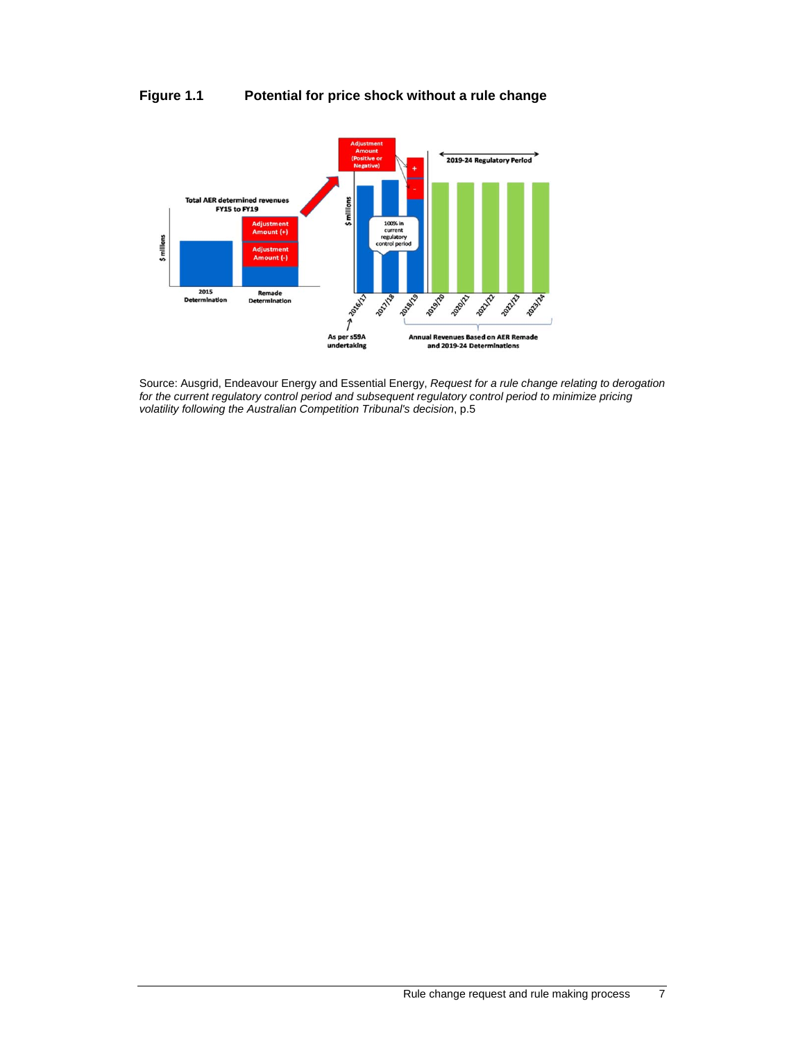**Figure 1.1 Potential for price shock without a rule change**

Total AER determined revenues FY15 to FY19

$ millions

Adjustment Amount (+)

Adjustment Amount (-)

2015 Determination

Remade Determination

Adjustment Amount (Positive or Negative)

+

-

2019-24 Regulatory Period

$ millions

100% in current regulatory control period

2016/17 2017/18 2018/19 2019/20 2020/21 2021/22 2022/23 2023/24

As per s59A undertaking

Annual Revenues Based on AER Remade and 2019-24 Determinations

Source: Ausgrid, Endeavour Energy and Essential Energy, *Request for a rule change relating to derogation for the current regulatory control period and subsequent regulatory control period to minimize pricing volatility following the Australian Competition Tribunal's decision*, p.5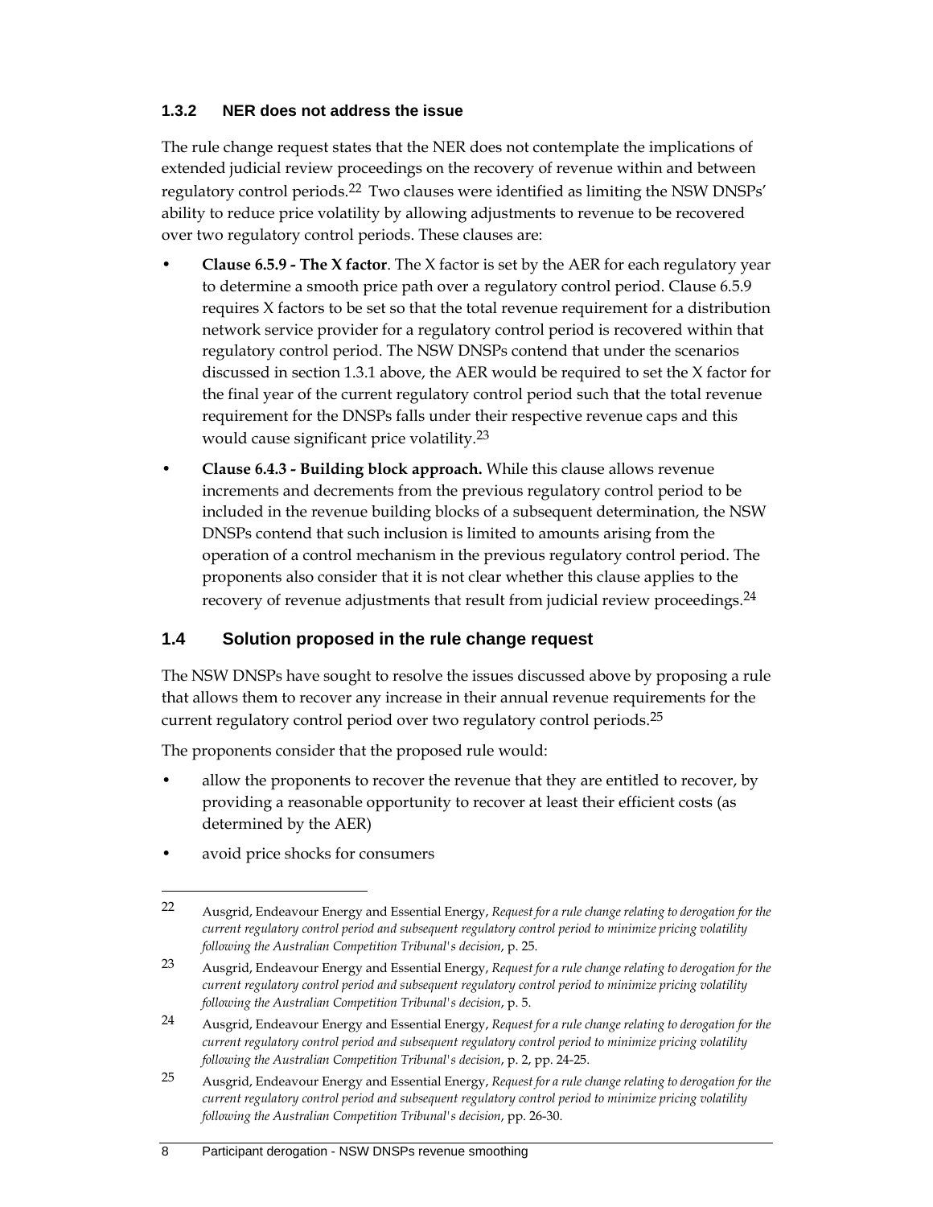### 1.3.2 NER does not address the issue

The rule change request states that the NER does not contemplate the implications of extended judicial review proceedings on the recovery of revenue within and between regulatory control periods.[22] Two clauses were identified as limiting the NSW DNSPs' ability to reduce price volatility by allowing adjustments to revenue to be recovered over two regulatory control periods. These clauses are:

- **Clause 6.5.9 - The X factor**. The X factor is set by the AER for each regulatory year to determine a smooth price path over a regulatory control period. Clause 6.5.9 requires X factors to be set so that the total revenue requirement for a distribution network service provider for a regulatory control period is recovered within that regulatory control period. The NSW DNSPs contend that under the scenarios discussed in section 1.3.1 above, the AER would be required to set the X factor for the final year of the current regulatory control period such that the total revenue requirement for the DNSPs falls under their respective revenue caps and this would cause significant price volatility.[23]
- **Clause 6.4.3 - Building block approach.** While this clause allows revenue increments and decrements from the previous regulatory control period to be included in the revenue building blocks of a subsequent determination, the NSW DNSPs contend that such inclusion is limited to amounts arising from the operation of a control mechanism in the previous regulatory control period. The proponents also consider that it is not clear whether this clause applies to the recovery of revenue adjustments that result from judicial review proceedings.[24]

## 1.4 Solution proposed in the rule change request

The NSW DNSPs have sought to resolve the issues discussed above by proposing a rule that allows them to recover any increase in their annual revenue requirements for the current regulatory control period over two regulatory control periods.[25]

The proponents consider that the proposed rule would:

- allow the proponents to recover the revenue that they are entitled to recover, by providing a reasonable opportunity to recover at least their efficient costs (as determined by the AER)
- avoid price shocks for consumers

---

[22] Ausgrid, Endeavour Energy and Essential Energy, *Request for a rule change relating to derogation for the current regulatory control period and subsequent regulatory control period to minimize pricing volatility following the Australian Competition Tribunal's decision*, p. 25.

[23] Ausgrid, Endeavour Energy and Essential Energy, *Request for a rule change relating to derogation for the current regulatory control period and subsequent regulatory control period to minimize pricing volatility following the Australian Competition Tribunal's decision*, p. 5.

[24] Ausgrid, Endeavour Energy and Essential Energy, *Request for a rule change relating to derogation for the current regulatory control period and subsequent regulatory control period to minimize pricing volatility following the Australian Competition Tribunal's decision*, p. 2, pp. 24-25.

[25] Ausgrid, Endeavour Energy and Essential Energy, *Request for a rule change relating to derogation for the current regulatory control period and subsequent regulatory control period to minimize pricing volatility following the Australian Competition Tribunal's decision*, pp. 26-30.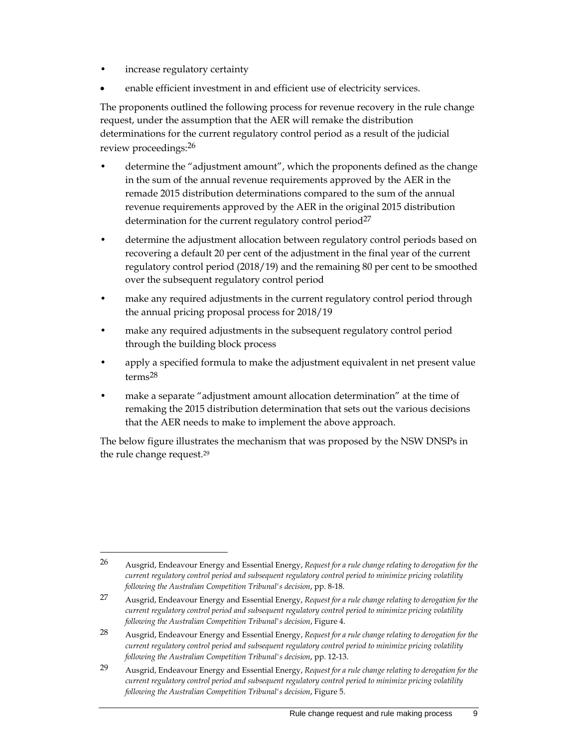- increase regulatory certainty
- enable efficient investment in and efficient use of electricity services.

The proponents outlined the following process for revenue recovery in the rule change request, under the assumption that the AER will remake the distribution determinations for the current regulatory control period as a result of the judicial review proceedings:[26]

- determine the "adjustment amount", which the proponents defined as the change in the sum of the annual revenue requirements approved by the AER in the remade 2015 distribution determinations compared to the sum of the annual revenue requirements approved by the AER in the original 2015 distribution determination for the current regulatory control period[27]
- determine the adjustment allocation between regulatory control periods based on recovering a default 20 per cent of the adjustment in the final year of the current regulatory control period (2018/19) and the remaining 80 per cent to be smoothed over the subsequent regulatory control period
- make any required adjustments in the current regulatory control period through the annual pricing proposal process for 2018/19
- make any required adjustments in the subsequent regulatory control period through the building block process
- apply a specified formula to make the adjustment equivalent in net present value terms[28]
- make a separate "adjustment amount allocation determination" at the time of remaking the 2015 distribution determination that sets out the various decisions that the AER needs to make to implement the above approach.

The below figure illustrates the mechanism that was proposed by the NSW DNSPs in the rule change request.[29]

---

[26] Ausgrid, Endeavour Energy and Essential Energy, *Request for a rule change relating to derogation for the current regulatory control period and subsequent regulatory control period to minimize pricing volatility following the Australian Competition Tribunal's decision*, pp. 8-18.

[27] Ausgrid, Endeavour Energy and Essential Energy, *Request for a rule change relating to derogation for the current regulatory control period and subsequent regulatory control period to minimize pricing volatility following the Australian Competition Tribunal's decision*, Figure 4.

[28] Ausgrid, Endeavour Energy and Essential Energy, *Request for a rule change relating to derogation for the current regulatory control period and subsequent regulatory control period to minimize pricing volatility following the Australian Competition Tribunal's decision*, pp. 12-13.

[29] Ausgrid, Endeavour Energy and Essential Energy, *Request for a rule change relating to derogation for the current regulatory control period and subsequent regulatory control period to minimize pricing volatility following the Australian Competition Tribunal's decision*, Figure 5.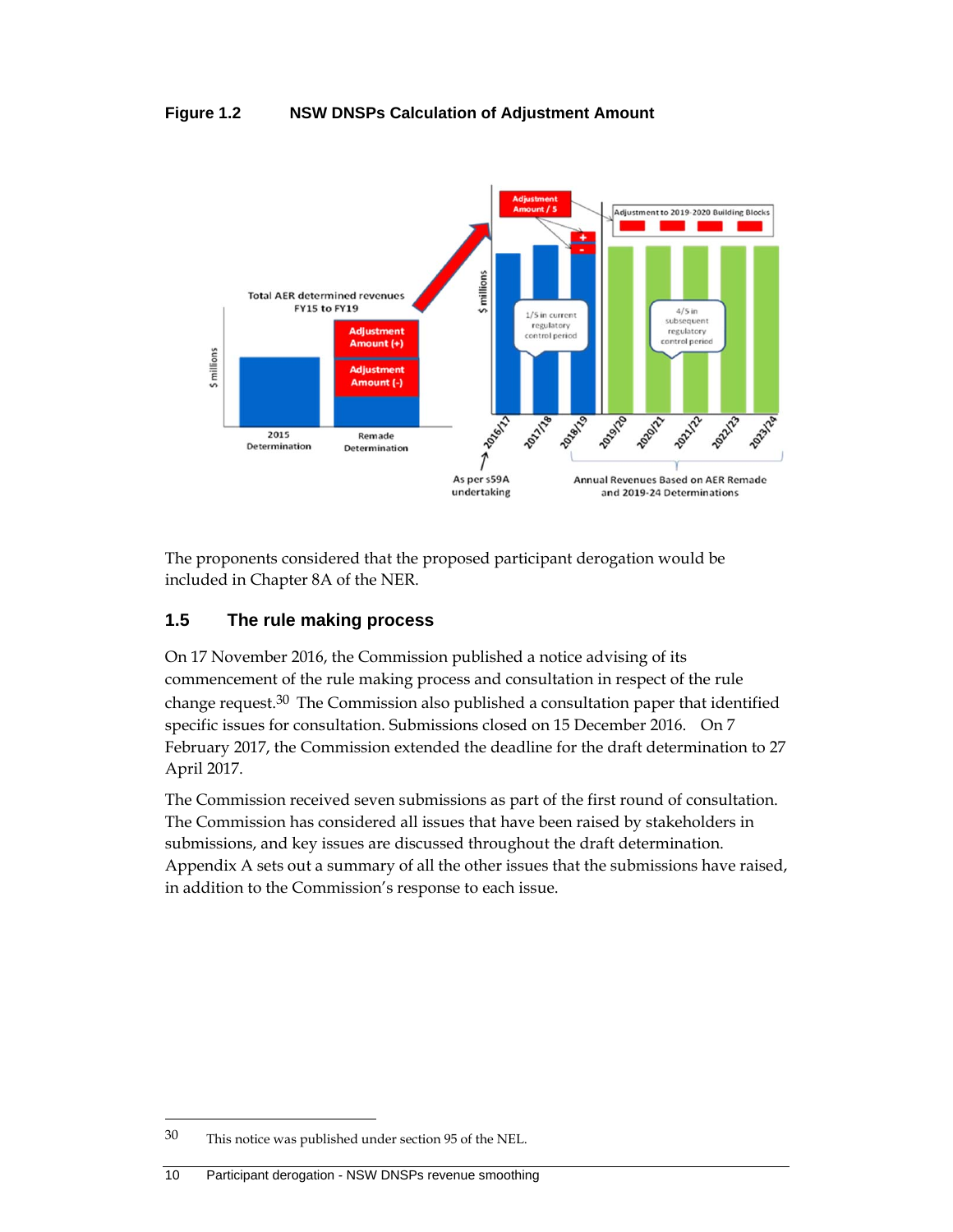**Figure 1.2 NSW DNSPs Calculation of Adjustment Amount**

The proponents considered that the proposed participant derogation would be included in Chapter 8A of the NER.

## 1.5 The rule making process

On 17 November 2016, the Commission published a notice advising of its commencement of the rule making process and consultation in respect of the rule change request.[30] The Commission also published a consultation paper that identified specific issues for consultation. Submissions closed on 15 December 2016. On 7 February 2017, the Commission extended the deadline for the draft determination to 27 April 2017.

The Commission received seven submissions as part of the first round of consultation. The Commission has considered all issues that have been raised by stakeholders in submissions, and key issues are discussed throughout the draft determination. Appendix A sets out a summary of all the other issues that the submissions have raised, in addition to the Commission's response to each issue.

---

30 This notice was published under section 95 of the NEL.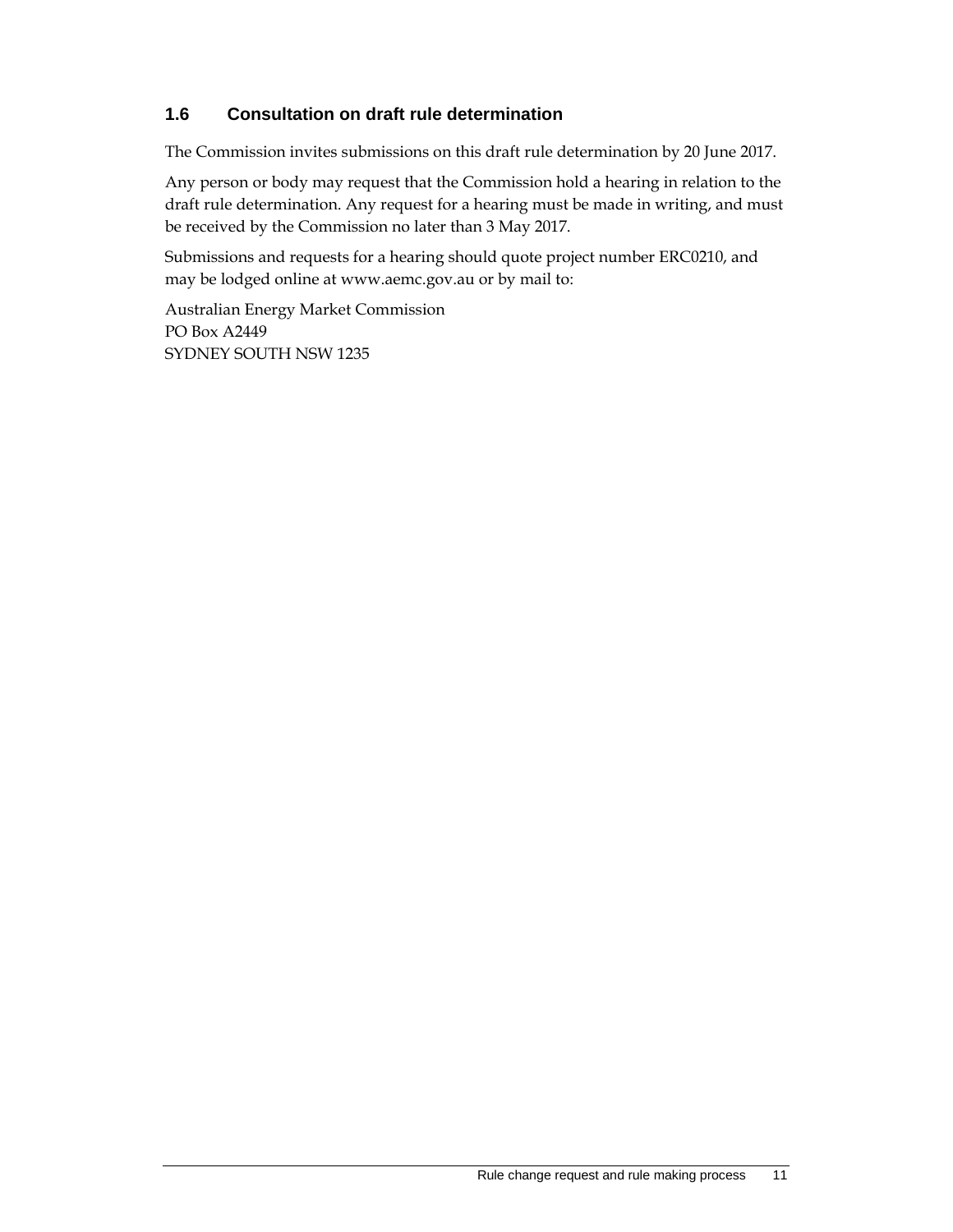## 1.6 Consultation on draft rule determination

The Commission invites submissions on this draft rule determination by 20 June 2017.

Any person or body may request that the Commission hold a hearing in relation to the draft rule determination. Any request for a hearing must be made in writing, and must be received by the Commission no later than 3 May 2017.

Submissions and requests for a hearing should quote project number ERC0210, and may be lodged online at www.aemc.gov.au or by mail to:

Australian Energy Market Commission
PO Box A2449
SYDNEY SOUTH NSW 1235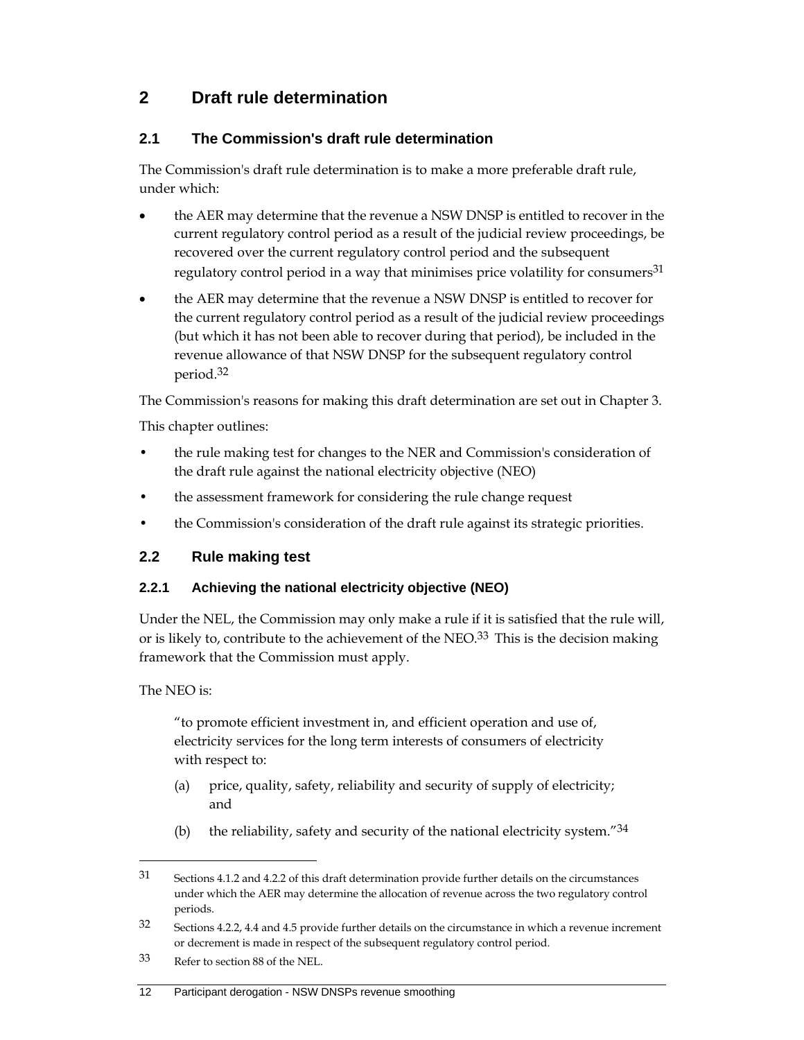# 2 Draft rule determination

## 2.1 The Commission's draft rule determination

The Commission's draft rule determination is to make a more preferable draft rule, under which:

- the AER may determine that the revenue a NSW DNSP is entitled to recover in the current regulatory control period as a result of the judicial review proceedings, be recovered over the current regulatory control period and the subsequent regulatory control period in a way that minimises price volatility for consumers[31]
- the AER may determine that the revenue a NSW DNSP is entitled to recover for the current regulatory control period as a result of the judicial review proceedings (but which it has not been able to recover during that period), be included in the revenue allowance of that NSW DNSP for the subsequent regulatory control period.[32]

The Commission's reasons for making this draft determination are set out in Chapter 3.

This chapter outlines:

- the rule making test for changes to the NER and Commission's consideration of the draft rule against the national electricity objective (NEO)
- the assessment framework for considering the rule change request
- the Commission's consideration of the draft rule against its strategic priorities.

## 2.2 Rule making test

### 2.2.1 Achieving the national electricity objective (NEO)

Under the NEL, the Commission may only make a rule if it is satisfied that the rule will, or is likely to, contribute to the achievement of the NEO.[33] This is the decision making framework that the Commission must apply.

The NEO is:

> "to promote efficient investment in, and efficient operation and use of, electricity services for the long term interests of consumers of electricity with respect to:
>
> (a) price, quality, safety, reliability and security of supply of electricity; and
>
> (b) the reliability, safety and security of the national electricity system."[34]

---

31 Sections 4.1.2 and 4.2.2 of this draft determination provide further details on the circumstances under which the AER may determine the allocation of revenue across the two regulatory control periods.

32 Sections 4.2.2, 4.4 and 4.5 provide further details on the circumstance in which a revenue increment or decrement is made in respect of the subsequent regulatory control period.

33 Refer to section 88 of the NEL.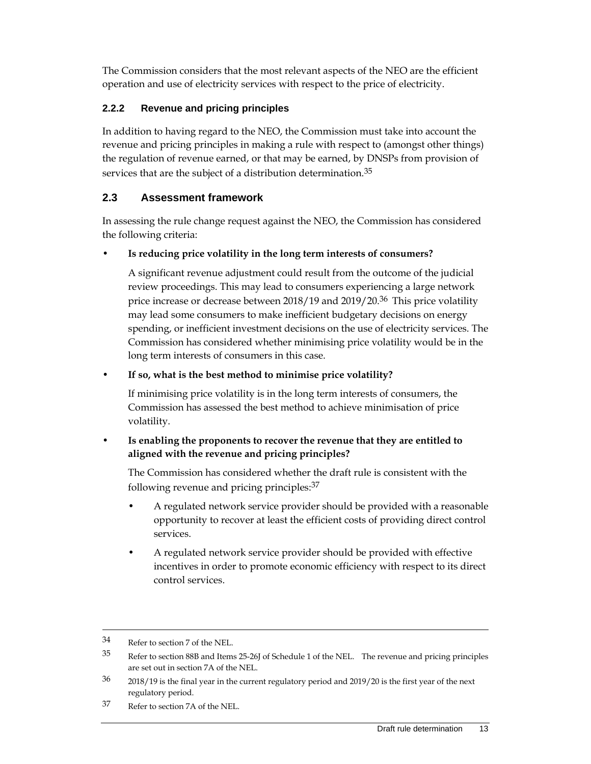The Commission considers that the most relevant aspects of the NEO are the efficient operation and use of electricity services with respect to the price of electricity.

### 2.2.2 Revenue and pricing principles

In addition to having regard to the NEO, the Commission must take into account the revenue and pricing principles in making a rule with respect to (amongst other things) the regulation of revenue earned, or that may be earned, by DNSPs from provision of services that are the subject of a distribution determination.[35]

## 2.3 Assessment framework

In assessing the rule change request against the NEO, the Commission has considered the following criteria:

- **Is reducing price volatility in the long term interests of consumers?**

  A significant revenue adjustment could result from the outcome of the judicial review proceedings. This may lead to consumers experiencing a large network price increase or decrease between 2018/19 and 2019/20.[36] This price volatility may lead some consumers to make inefficient budgetary decisions on energy spending, or inefficient investment decisions on the use of electricity services. The Commission has considered whether minimising price volatility would be in the long term interests of consumers in this case.

- **If so, what is the best method to minimise price volatility?**

  If minimising price volatility is in the long term interests of consumers, the Commission has assessed the best method to achieve minimisation of price volatility.

- **Is enabling the proponents to recover the revenue that they are entitled to aligned with the revenue and pricing principles?**

  The Commission has considered whether the draft rule is consistent with the following revenue and pricing principles:[37]

  - A regulated network service provider should be provided with a reasonable opportunity to recover at least the efficient costs of providing direct control services.

  - A regulated network service provider should be provided with effective incentives in order to promote economic efficiency with respect to its direct control services.

---

34 Refer to section 7 of the NEL.

35 Refer to section 88B and Items 25-26J of Schedule 1 of the NEL. The revenue and pricing principles are set out in section 7A of the NEL.

36 2018/19 is the final year in the current regulatory period and 2019/20 is the first year of the next regulatory period.

37 Refer to section 7A of the NEL.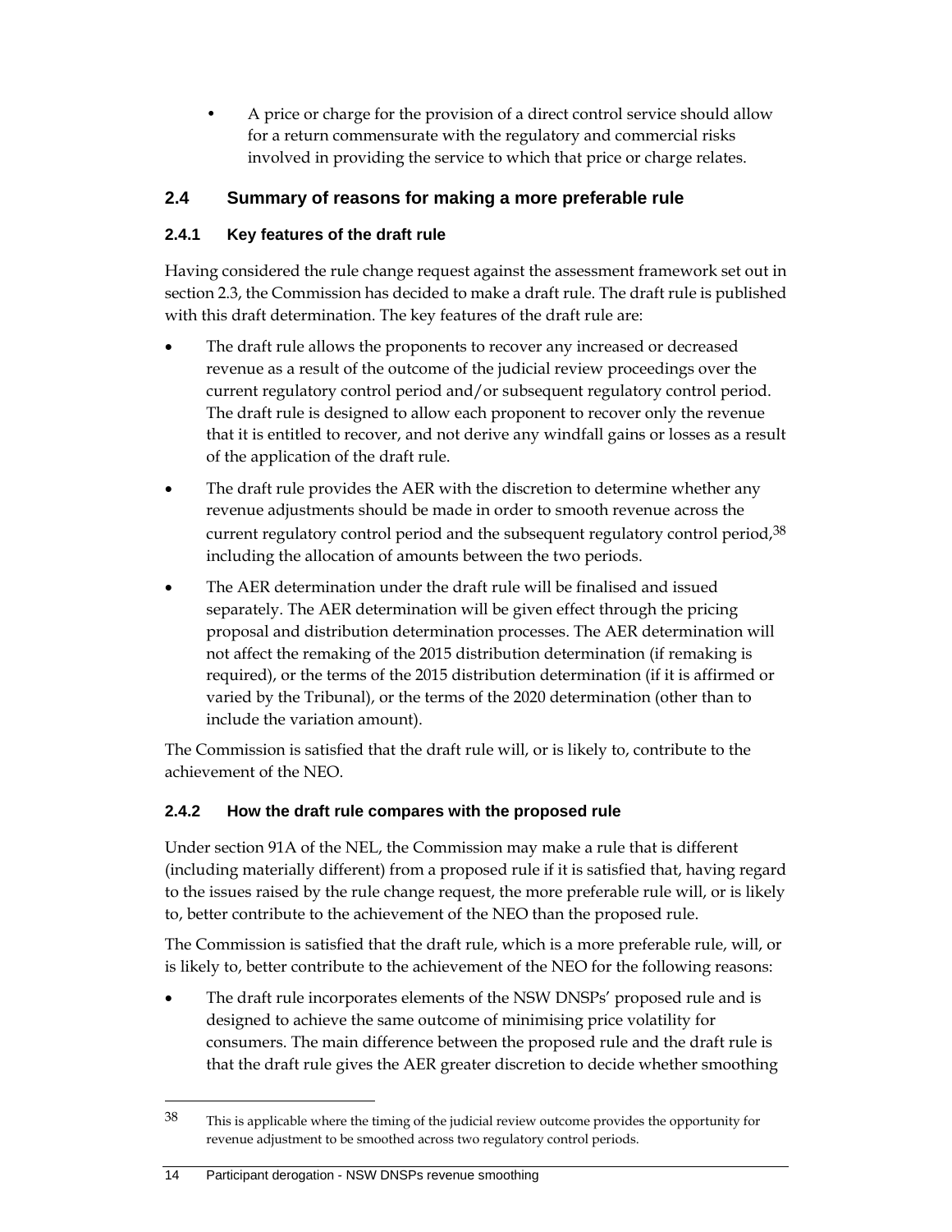- A price or charge for the provision of a direct control service should allow for a return commensurate with the regulatory and commercial risks involved in providing the service to which that price or charge relates.

## 2.4 Summary of reasons for making a more preferable rule

### 2.4.1 Key features of the draft rule

Having considered the rule change request against the assessment framework set out in section 2.3, the Commission has decided to make a draft rule. The draft rule is published with this draft determination. The key features of the draft rule are:

- The draft rule allows the proponents to recover any increased or decreased revenue as a result of the outcome of the judicial review proceedings over the current regulatory control period and/or subsequent regulatory control period. The draft rule is designed to allow each proponent to recover only the revenue that it is entitled to recover, and not derive any windfall gains or losses as a result of the application of the draft rule.
- The draft rule provides the AER with the discretion to determine whether any revenue adjustments should be made in order to smooth revenue across the current regulatory control period and the subsequent regulatory control period,[38] including the allocation of amounts between the two periods.
- The AER determination under the draft rule will be finalised and issued separately. The AER determination will be given effect through the pricing proposal and distribution determination processes. The AER determination will not affect the remaking of the 2015 distribution determination (if remaking is required), or the terms of the 2015 distribution determination (if it is affirmed or varied by the Tribunal), or the terms of the 2020 determination (other than to include the variation amount).

The Commission is satisfied that the draft rule will, or is likely to, contribute to the achievement of the NEO.

### 2.4.2 How the draft rule compares with the proposed rule

Under section 91A of the NEL, the Commission may make a rule that is different (including materially different) from a proposed rule if it is satisfied that, having regard to the issues raised by the rule change request, the more preferable rule will, or is likely to, better contribute to the achievement of the NEO than the proposed rule.

The Commission is satisfied that the draft rule, which is a more preferable rule, will, or is likely to, better contribute to the achievement of the NEO for the following reasons:

- The draft rule incorporates elements of the NSW DNSPs' proposed rule and is designed to achieve the same outcome of minimising price volatility for consumers. The main difference between the proposed rule and the draft rule is that the draft rule gives the AER greater discretion to decide whether smoothing

---

38 This is applicable where the timing of the judicial review outcome provides the opportunity for revenue adjustment to be smoothed across two regulatory control periods.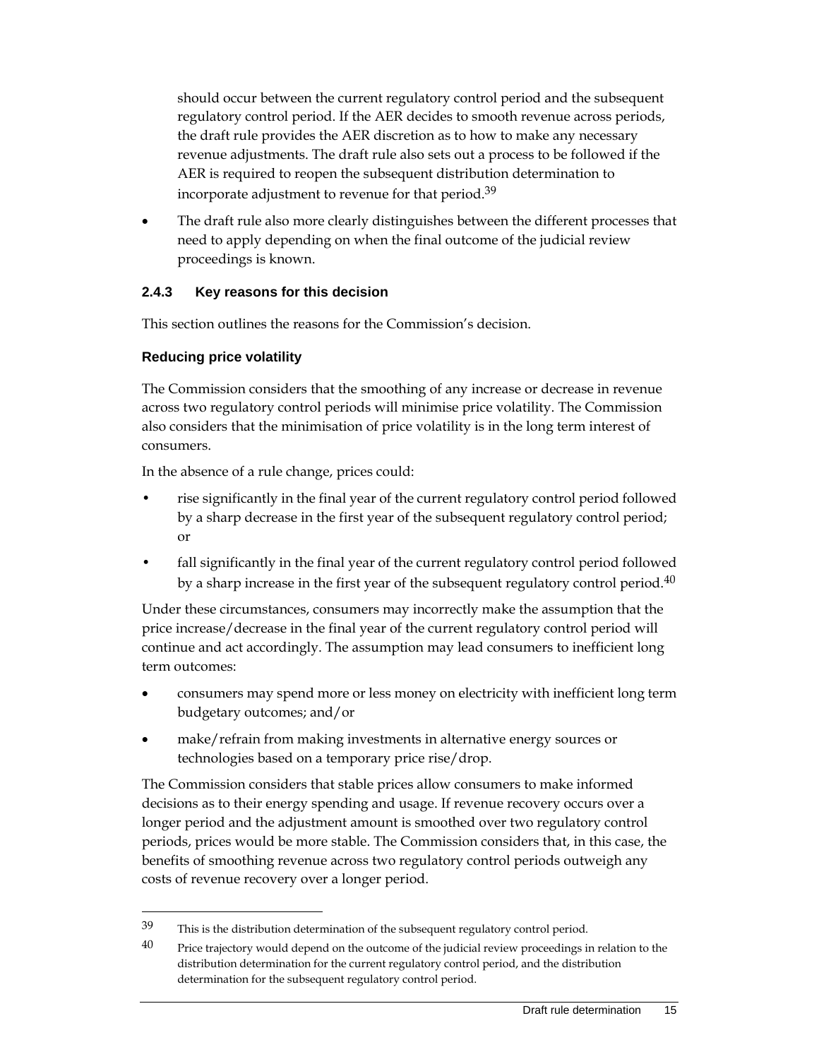should occur between the current regulatory control period and the subsequent regulatory control period. If the AER decides to smooth revenue across periods, the draft rule provides the AER discretion as to how to make any necessary revenue adjustments. The draft rule also sets out a process to be followed if the AER is required to reopen the subsequent distribution determination to incorporate adjustment to revenue for that period.[39]

- The draft rule also more clearly distinguishes between the different processes that need to apply depending on when the final outcome of the judicial review proceedings is known.

### 2.4.3 Key reasons for this decision

This section outlines the reasons for the Commission's decision.

#### Reducing price volatility

The Commission considers that the smoothing of any increase or decrease in revenue across two regulatory control periods will minimise price volatility. The Commission also considers that the minimisation of price volatility is in the long term interest of consumers.

In the absence of a rule change, prices could:

- rise significantly in the final year of the current regulatory control period followed by a sharp decrease in the first year of the subsequent regulatory control period; or
- fall significantly in the final year of the current regulatory control period followed by a sharp increase in the first year of the subsequent regulatory control period.[40]

Under these circumstances, consumers may incorrectly make the assumption that the price increase/decrease in the final year of the current regulatory control period will continue and act accordingly. The assumption may lead consumers to inefficient long term outcomes:

- consumers may spend more or less money on electricity with inefficient long term budgetary outcomes; and/or
- make/refrain from making investments in alternative energy sources or technologies based on a temporary price rise/drop.

The Commission considers that stable prices allow consumers to make informed decisions as to their energy spending and usage. If revenue recovery occurs over a longer period and the adjustment amount is smoothed over two regulatory control periods, prices would be more stable. The Commission considers that, in this case, the benefits of smoothing revenue across two regulatory control periods outweigh any costs of revenue recovery over a longer period.

---

39 This is the distribution determination of the subsequent regulatory control period.

40 Price trajectory would depend on the outcome of the judicial review proceedings in relation to the distribution determination for the current regulatory control period, and the distribution determination for the subsequent regulatory control period.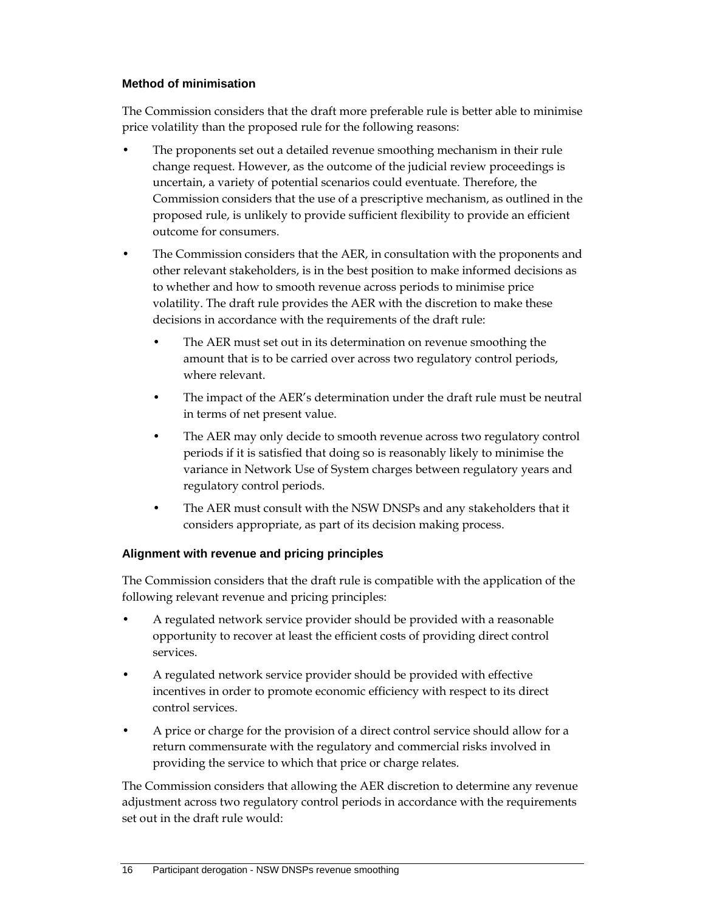### Method of minimisation

The Commission considers that the draft more preferable rule is better able to minimise price volatility than the proposed rule for the following reasons:

- The proponents set out a detailed revenue smoothing mechanism in their rule change request. However, as the outcome of the judicial review proceedings is uncertain, a variety of potential scenarios could eventuate. Therefore, the Commission considers that the use of a prescriptive mechanism, as outlined in the proposed rule, is unlikely to provide sufficient flexibility to provide an efficient outcome for consumers.
- The Commission considers that the AER, in consultation with the proponents and other relevant stakeholders, is in the best position to make informed decisions as to whether and how to smooth revenue across periods to minimise price volatility. The draft rule provides the AER with the discretion to make these decisions in accordance with the requirements of the draft rule:
  - The AER must set out in its determination on revenue smoothing the amount that is to be carried over across two regulatory control periods, where relevant.
  - The impact of the AER's determination under the draft rule must be neutral in terms of net present value.
  - The AER may only decide to smooth revenue across two regulatory control periods if it is satisfied that doing so is reasonably likely to minimise the variance in Network Use of System charges between regulatory years and regulatory control periods.
  - The AER must consult with the NSW DNSPs and any stakeholders that it considers appropriate, as part of its decision making process.

### Alignment with revenue and pricing principles

The Commission considers that the draft rule is compatible with the application of the following relevant revenue and pricing principles:

- A regulated network service provider should be provided with a reasonable opportunity to recover at least the efficient costs of providing direct control services.
- A regulated network service provider should be provided with effective incentives in order to promote economic efficiency with respect to its direct control services.
- A price or charge for the provision of a direct control service should allow for a return commensurate with the regulatory and commercial risks involved in providing the service to which that price or charge relates.

The Commission considers that allowing the AER discretion to determine any revenue adjustment across two regulatory control periods in accordance with the requirements set out in the draft rule would: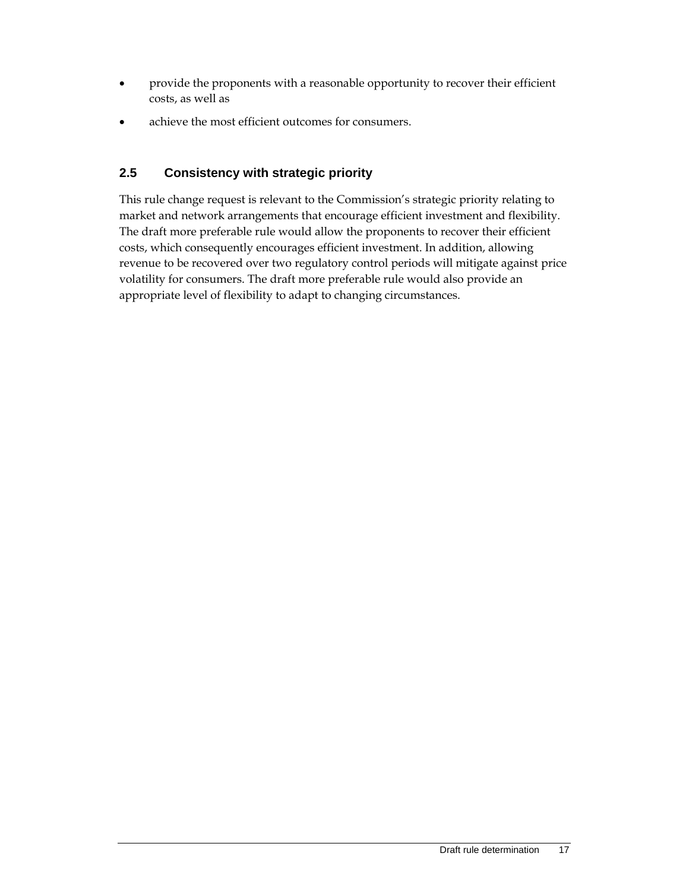- provide the proponents with a reasonable opportunity to recover their efficient costs, as well as
- achieve the most efficient outcomes for consumers.

## 2.5 Consistency with strategic priority

This rule change request is relevant to the Commission's strategic priority relating to market and network arrangements that encourage efficient investment and flexibility. The draft more preferable rule would allow the proponents to recover their efficient costs, which consequently encourages efficient investment. In addition, allowing revenue to be recovered over two regulatory control periods will mitigate against price volatility for consumers. The draft more preferable rule would also provide an appropriate level of flexibility to adapt to changing circumstances.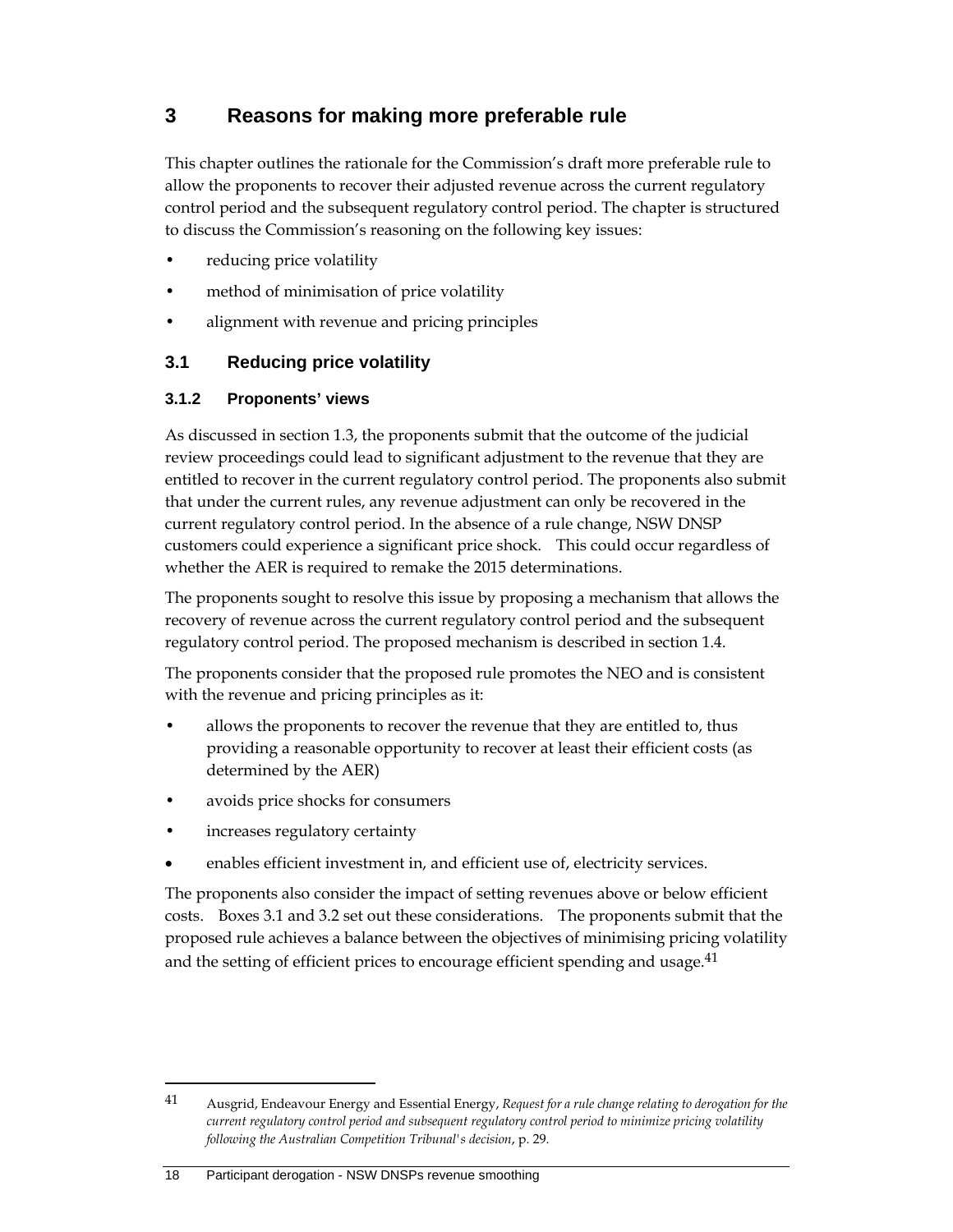# 3 Reasons for making more preferable rule

This chapter outlines the rationale for the Commission's draft more preferable rule to allow the proponents to recover their adjusted revenue across the current regulatory control period and the subsequent regulatory control period. The chapter is structured to discuss the Commission's reasoning on the following key issues:

- reducing price volatility
- method of minimisation of price volatility
- alignment with revenue and pricing principles

## 3.1 Reducing price volatility

### 3.1.2 Proponents' views

As discussed in section 1.3, the proponents submit that the outcome of the judicial review proceedings could lead to significant adjustment to the revenue that they are entitled to recover in the current regulatory control period. The proponents also submit that under the current rules, any revenue adjustment can only be recovered in the current regulatory control period. In the absence of a rule change, NSW DNSP customers could experience a significant price shock. This could occur regardless of whether the AER is required to remake the 2015 determinations.

The proponents sought to resolve this issue by proposing a mechanism that allows the recovery of revenue across the current regulatory control period and the subsequent regulatory control period. The proposed mechanism is described in section 1.4.

The proponents consider that the proposed rule promotes the NEO and is consistent with the revenue and pricing principles as it:

- allows the proponents to recover the revenue that they are entitled to, thus providing a reasonable opportunity to recover at least their efficient costs (as determined by the AER)
- avoids price shocks for consumers
- increases regulatory certainty
- enables efficient investment in, and efficient use of, electricity services.

The proponents also consider the impact of setting revenues above or below efficient costs. Boxes 3.1 and 3.2 set out these considerations. The proponents submit that the proposed rule achieves a balance between the objectives of minimising pricing volatility and the setting of efficient prices to encourage efficient spending and usage.[41]

---

[41] Ausgrid, Endeavour Energy and Essential Energy, *Request for a rule change relating to derogation for the current regulatory control period and subsequent regulatory control period to minimize pricing volatility following the Australian Competition Tribunal's decision*, p. 29.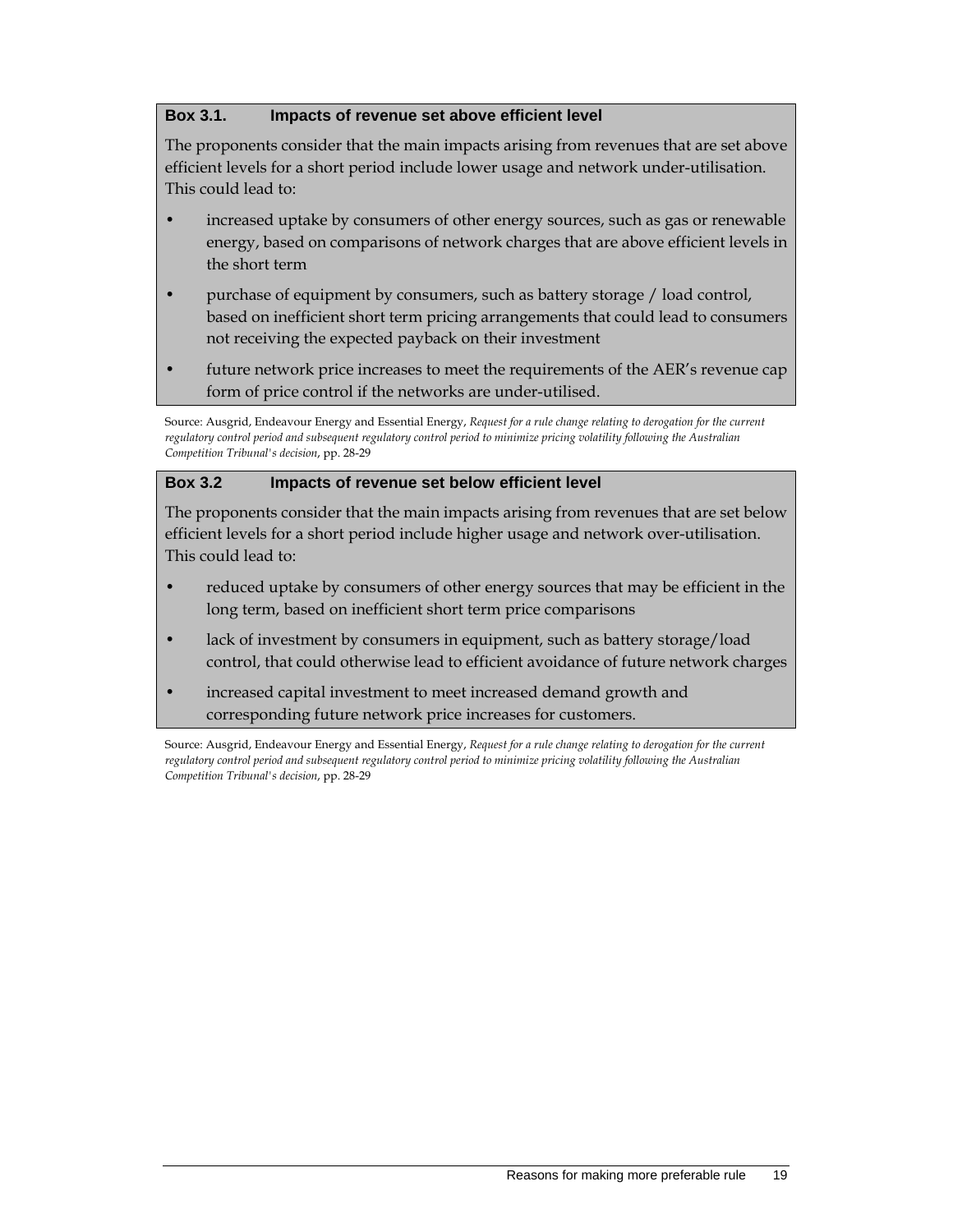**Box 3.1. Impacts of revenue set above efficient level**

The proponents consider that the main impacts arising from revenues that are set above efficient levels for a short period include lower usage and network under-utilisation. This could lead to:

- increased uptake by consumers of other energy sources, such as gas or renewable energy, based on comparisons of network charges that are above efficient levels in the short term
- purchase of equipment by consumers, such as battery storage / load control, based on inefficient short term pricing arrangements that could lead to consumers not receiving the expected payback on their investment
- future network price increases to meet the requirements of the AER's revenue cap form of price control if the networks are under-utilised.

Source: Ausgrid, Endeavour Energy and Essential Energy, *Request for a rule change relating to derogation for the current regulatory control period and subsequent regulatory control period to minimize pricing volatility following the Australian Competition Tribunal's decision*, pp. 28-29

**Box 3.2 Impacts of revenue set below efficient level**

The proponents consider that the main impacts arising from revenues that are set below efficient levels for a short period include higher usage and network over-utilisation. This could lead to:

- reduced uptake by consumers of other energy sources that may be efficient in the long term, based on inefficient short term price comparisons
- lack of investment by consumers in equipment, such as battery storage/load control, that could otherwise lead to efficient avoidance of future network charges
- increased capital investment to meet increased demand growth and corresponding future network price increases for customers.

Source: Ausgrid, Endeavour Energy and Essential Energy, *Request for a rule change relating to derogation for the current regulatory control period and subsequent regulatory control period to minimize pricing volatility following the Australian Competition Tribunal's decision*, pp. 28-29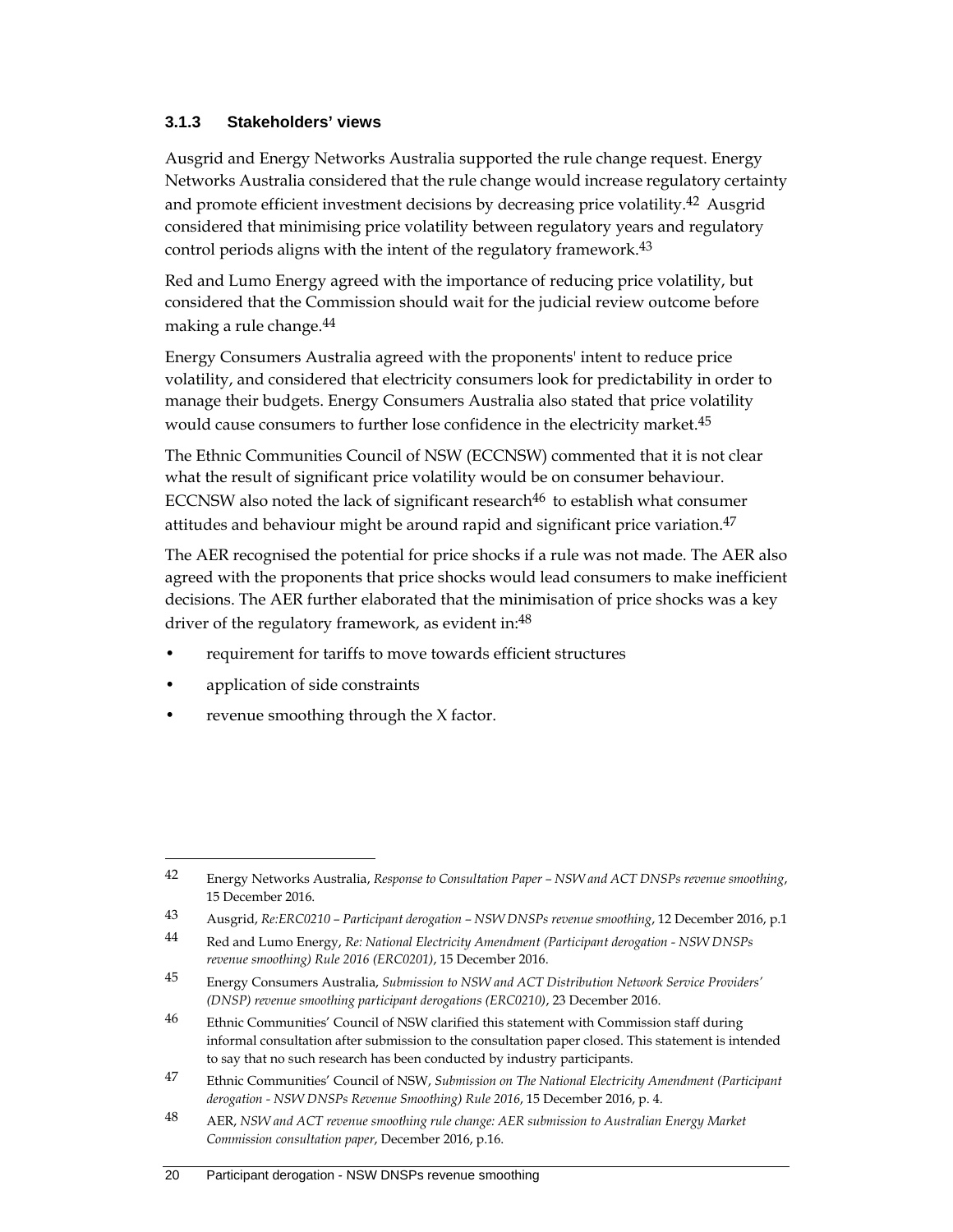### 3.1.3 Stakeholders' views

Ausgrid and Energy Networks Australia supported the rule change request. Energy Networks Australia considered that the rule change would increase regulatory certainty and promote efficient investment decisions by decreasing price volatility.[42] Ausgrid considered that minimising price volatility between regulatory years and regulatory control periods aligns with the intent of the regulatory framework.[43]

Red and Lumo Energy agreed with the importance of reducing price volatility, but considered that the Commission should wait for the judicial review outcome before making a rule change.[44]

Energy Consumers Australia agreed with the proponents' intent to reduce price volatility, and considered that electricity consumers look for predictability in order to manage their budgets. Energy Consumers Australia also stated that price volatility would cause consumers to further lose confidence in the electricity market.[45]

The Ethnic Communities Council of NSW (ECCNSW) commented that it is not clear what the result of significant price volatility would be on consumer behaviour. ECCNSW also noted the lack of significant research[46] to establish what consumer attitudes and behaviour might be around rapid and significant price variation.[47]

The AER recognised the potential for price shocks if a rule was not made. The AER also agreed with the proponents that price shocks would lead consumers to make inefficient decisions. The AER further elaborated that the minimisation of price shocks was a key driver of the regulatory framework, as evident in:[48]

- requirement for tariffs to move towards efficient structures
- application of side constraints
- revenue smoothing through the X factor.

---

42 Energy Networks Australia, *Response to Consultation Paper – NSW and ACT DNSPs revenue smoothing*, 15 December 2016.

43 Ausgrid, *Re:ERC0210 – Participant derogation – NSW DNSPs revenue smoothing*, 12 December 2016, p.1

44 Red and Lumo Energy, *Re: National Electricity Amendment (Participant derogation - NSW DNSPs revenue smoothing) Rule 2016 (ERC0201)*, 15 December 2016.

45 Energy Consumers Australia, *Submission to NSW and ACT Distribution Network Service Providers' (DNSP) revenue smoothing participant derogations (ERC0210)*, 23 December 2016.

46 Ethnic Communities' Council of NSW clarified this statement with Commission staff during informal consultation after submission to the consultation paper closed. This statement is intended to say that no such research has been conducted by industry participants.

47 Ethnic Communities' Council of NSW, *Submission on The National Electricity Amendment (Participant derogation - NSW DNSPs Revenue Smoothing) Rule 2016*, 15 December 2016, p. 4.

48 AER, *NSW and ACT revenue smoothing rule change: AER submission to Australian Energy Market Commission consultation paper*, December 2016, p.16.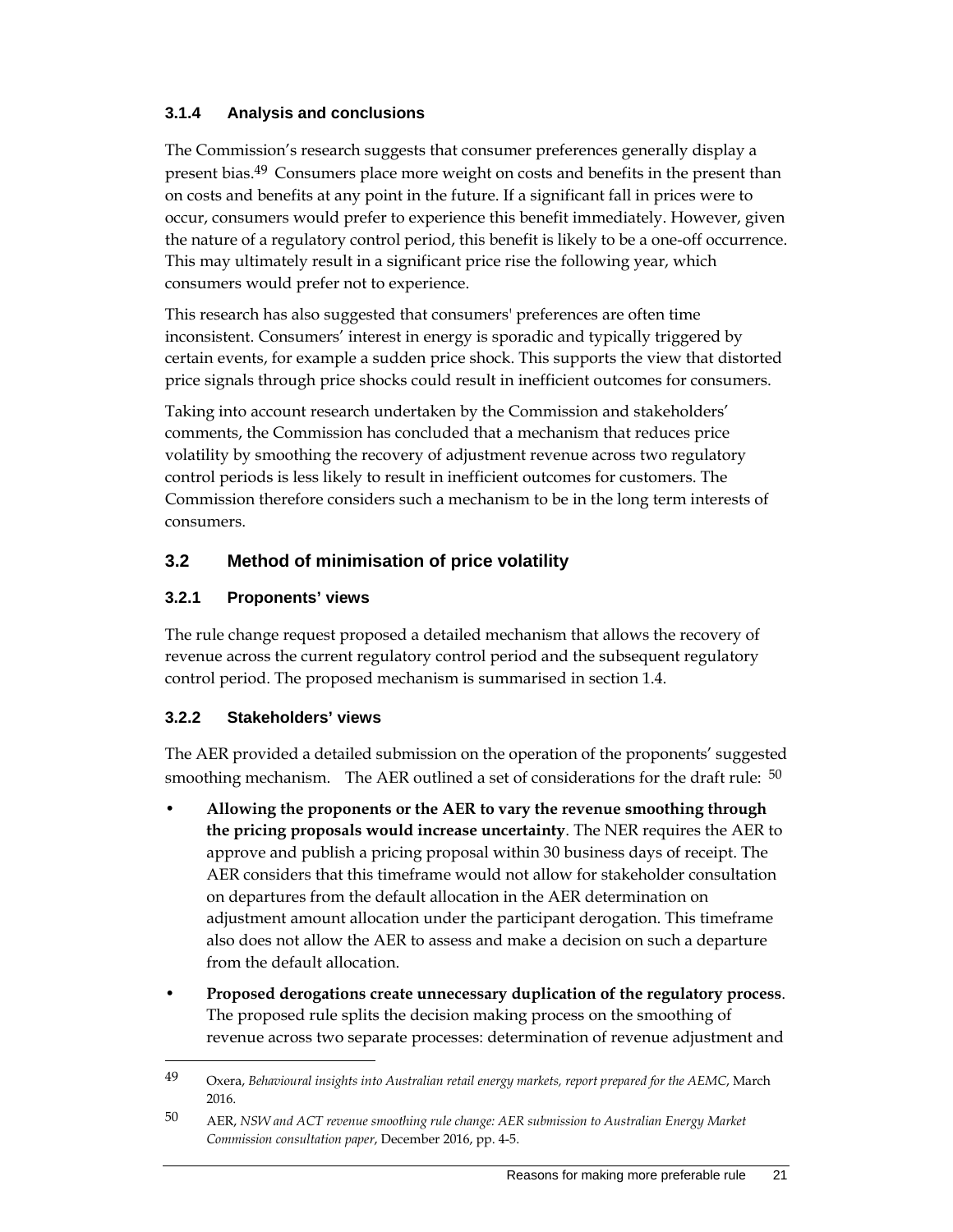### 3.1.4 Analysis and conclusions

The Commission's research suggests that consumer preferences generally display a present bias.[49] Consumers place more weight on costs and benefits in the present than on costs and benefits at any point in the future. If a significant fall in prices were to occur, consumers would prefer to experience this benefit immediately. However, given the nature of a regulatory control period, this benefit is likely to be a one-off occurrence. This may ultimately result in a significant price rise the following year, which consumers would prefer not to experience.

This research has also suggested that consumers' preferences are often time inconsistent. Consumers' interest in energy is sporadic and typically triggered by certain events, for example a sudden price shock. This supports the view that distorted price signals through price shocks could result in inefficient outcomes for consumers.

Taking into account research undertaken by the Commission and stakeholders' comments, the Commission has concluded that a mechanism that reduces price volatility by smoothing the recovery of adjustment revenue across two regulatory control periods is less likely to result in inefficient outcomes for customers. The Commission therefore considers such a mechanism to be in the long term interests of consumers.

## 3.2 Method of minimisation of price volatility

### 3.2.1 Proponents' views

The rule change request proposed a detailed mechanism that allows the recovery of revenue across the current regulatory control period and the subsequent regulatory control period. The proposed mechanism is summarised in section 1.4.

### 3.2.2 Stakeholders' views

The AER provided a detailed submission on the operation of the proponents' suggested smoothing mechanism. The AER outlined a set of considerations for the draft rule: [50]

- **Allowing the proponents or the AER to vary the revenue smoothing through the pricing proposals would increase uncertainty**. The NER requires the AER to approve and publish a pricing proposal within 30 business days of receipt. The AER considers that this timeframe would not allow for stakeholder consultation on departures from the default allocation in the AER determination on adjustment amount allocation under the participant derogation. This timeframe also does not allow the AER to assess and make a decision on such a departure from the default allocation.
- **Proposed derogations create unnecessary duplication of the regulatory process**. The proposed rule splits the decision making process on the smoothing of revenue across two separate processes: determination of revenue adjustment and

---

49 Oxera, *Behavioural insights into Australian retail energy markets, report prepared for the AEMC*, March 2016.

50 AER, *NSW and ACT revenue smoothing rule change: AER submission to Australian Energy Market Commission consultation paper*, December 2016, pp. 4-5.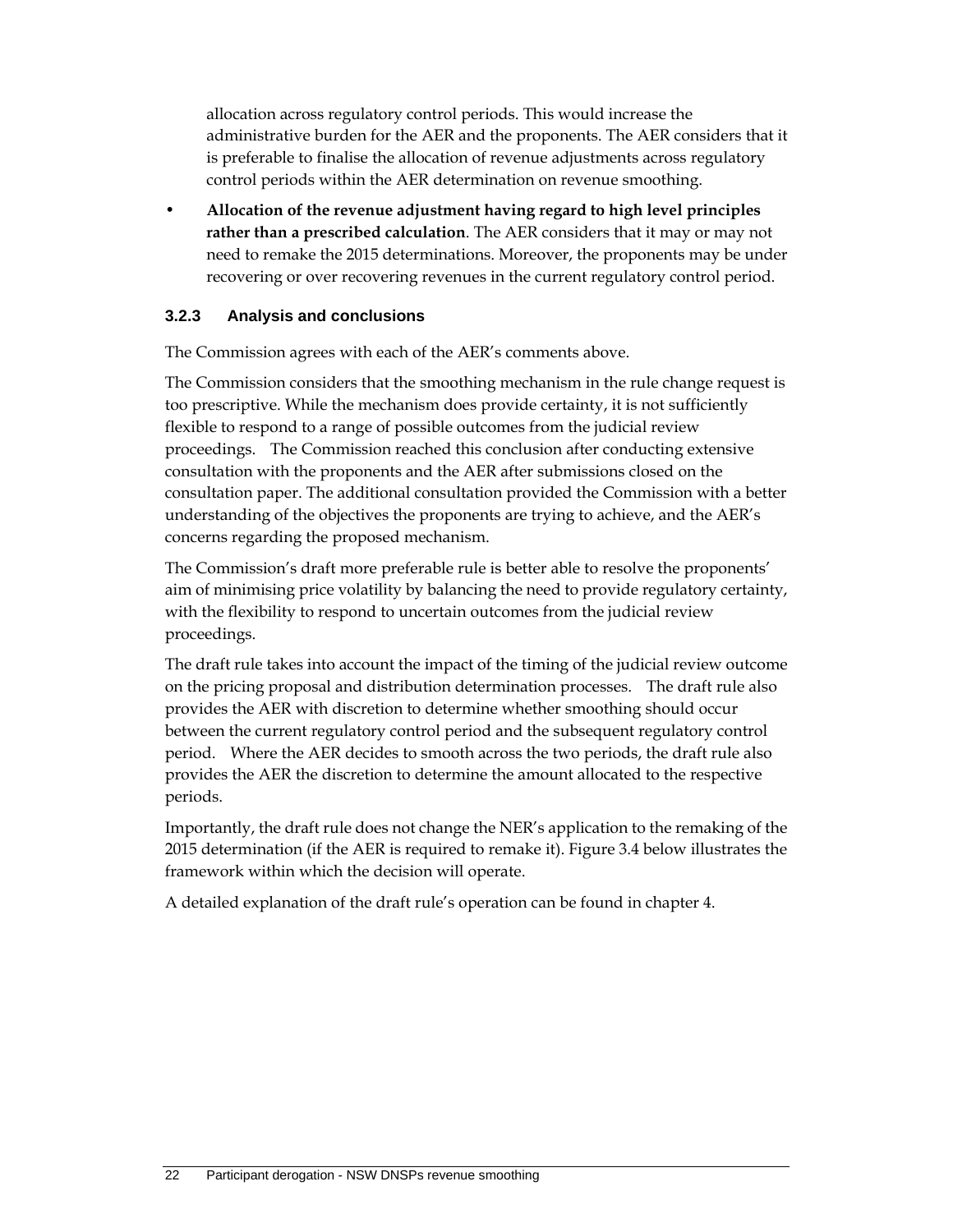allocation across regulatory control periods. This would increase the administrative burden for the AER and the proponents. The AER considers that it is preferable to finalise the allocation of revenue adjustments across regulatory control periods within the AER determination on revenue smoothing.

- **Allocation of the revenue adjustment having regard to high level principles rather than a prescribed calculation**. The AER considers that it may or may not need to remake the 2015 determinations. Moreover, the proponents may be under recovering or over recovering revenues in the current regulatory control period.

### 3.2.3 Analysis and conclusions

The Commission agrees with each of the AER's comments above.

The Commission considers that the smoothing mechanism in the rule change request is too prescriptive. While the mechanism does provide certainty, it is not sufficiently flexible to respond to a range of possible outcomes from the judicial review proceedings. The Commission reached this conclusion after conducting extensive consultation with the proponents and the AER after submissions closed on the consultation paper. The additional consultation provided the Commission with a better understanding of the objectives the proponents are trying to achieve, and the AER's concerns regarding the proposed mechanism.

The Commission's draft more preferable rule is better able to resolve the proponents' aim of minimising price volatility by balancing the need to provide regulatory certainty, with the flexibility to respond to uncertain outcomes from the judicial review proceedings.

The draft rule takes into account the impact of the timing of the judicial review outcome on the pricing proposal and distribution determination processes. The draft rule also provides the AER with discretion to determine whether smoothing should occur between the current regulatory control period and the subsequent regulatory control period. Where the AER decides to smooth across the two periods, the draft rule also provides the AER the discretion to determine the amount allocated to the respective periods.

Importantly, the draft rule does not change the NER's application to the remaking of the 2015 determination (if the AER is required to remake it). Figure 3.4 below illustrates the framework within which the decision will operate.

A detailed explanation of the draft rule's operation can be found in chapter 4.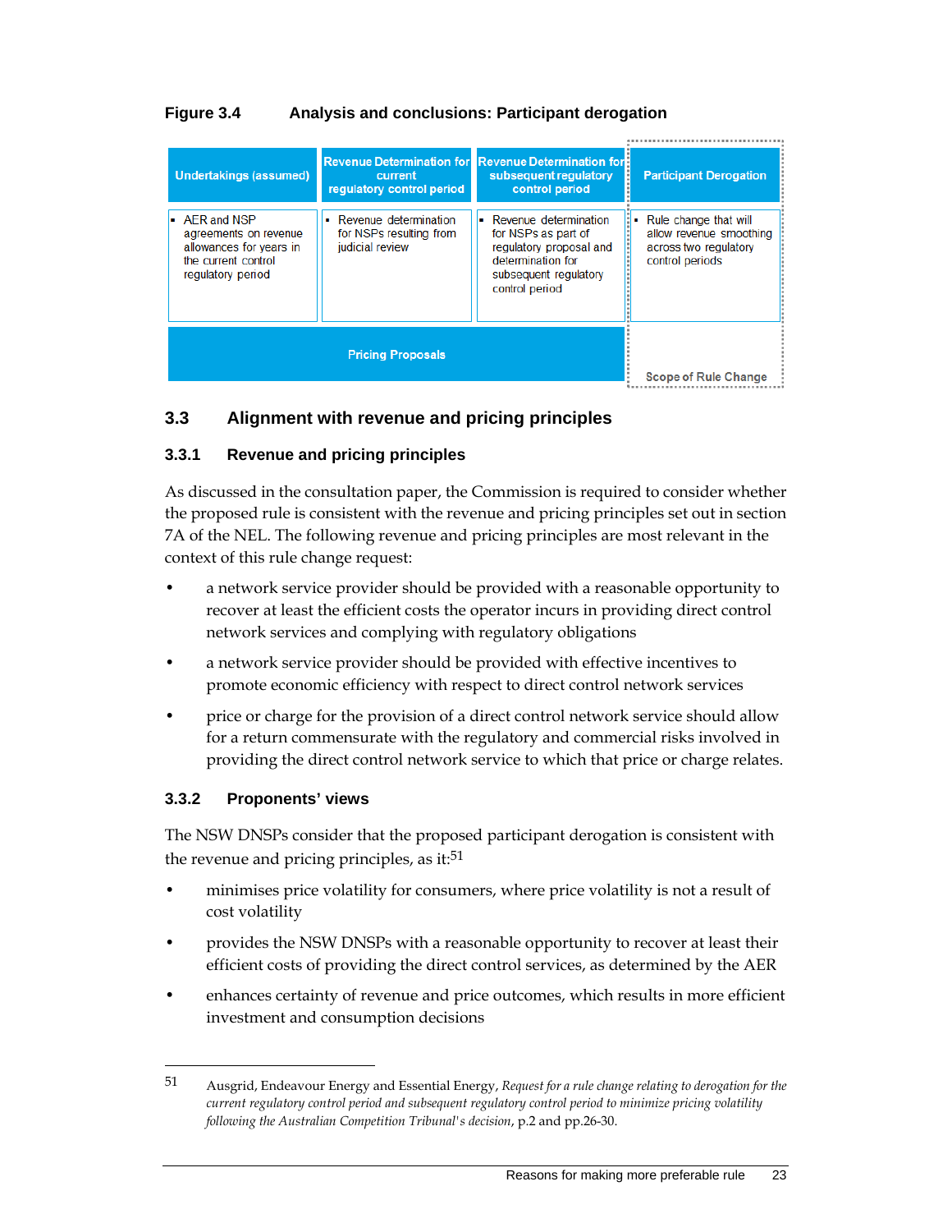**Figure 3.4 Analysis and conclusions: Participant derogation**

| Undertakings (assumed) | Revenue Determination for current regulatory control period | Revenue Determination for subsequent regulatory control period | Participant Derogation |
|---|---|---|---|
| AER and NSP agreements on revenue allowances for years in the current control regulatory period | Revenue determination for NSPs resulting from judicial review | Revenue determination for NSPs as part of regulatory proposal and determination for subsequent regulatory control period | Rule change that will allow revenue smoothing across two regulatory control periods |
| Pricing Proposals | | | Scope of Rule Change |

## 3.3 Alignment with revenue and pricing principles

### 3.3.1 Revenue and pricing principles

As discussed in the consultation paper, the Commission is required to consider whether the proposed rule is consistent with the revenue and pricing principles set out in section 7A of the NEL. The following revenue and pricing principles are most relevant in the context of this rule change request:

- a network service provider should be provided with a reasonable opportunity to recover at least the efficient costs the operator incurs in providing direct control network services and complying with regulatory obligations
- a network service provider should be provided with effective incentives to promote economic efficiency with respect to direct control network services
- price or charge for the provision of a direct control network service should allow for a return commensurate with the regulatory and commercial risks involved in providing the direct control network service to which that price or charge relates.

### 3.3.2 Proponents' views

The NSW DNSPs consider that the proposed participant derogation is consistent with the revenue and pricing principles, as it:[51]

- minimises price volatility for consumers, where price volatility is not a result of cost volatility
- provides the NSW DNSPs with a reasonable opportunity to recover at least their efficient costs of providing the direct control services, as determined by the AER
- enhances certainty of revenue and price outcomes, which results in more efficient investment and consumption decisions

51 Ausgrid, Endeavour Energy and Essential Energy, *Request for a rule change relating to derogation for the current regulatory control period and subsequent regulatory control period to minimize pricing volatility following the Australian Competition Tribunal's decision*, p.2 and pp.26-30.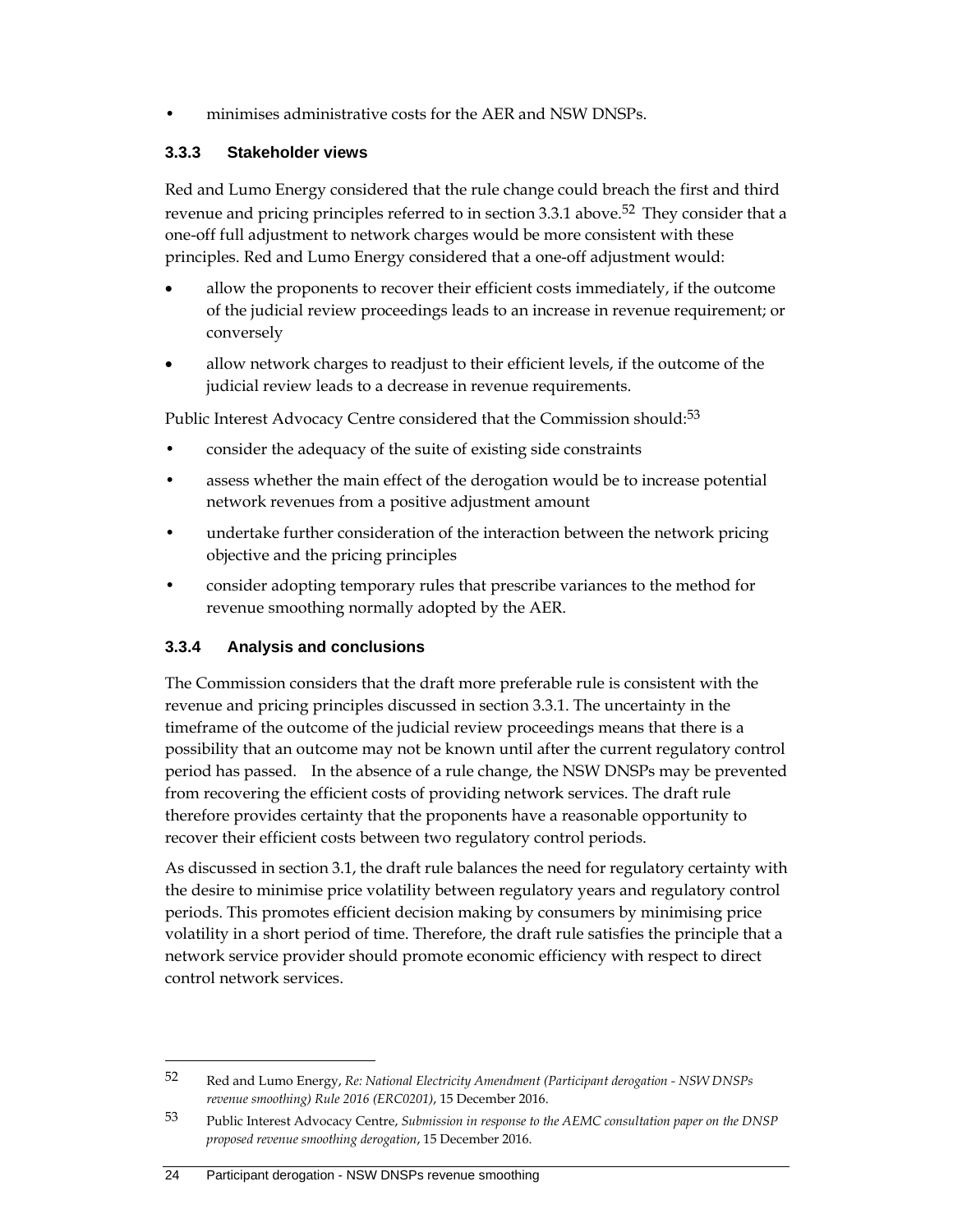- minimises administrative costs for the AER and NSW DNSPs.

### 3.3.3 Stakeholder views

Red and Lumo Energy considered that the rule change could breach the first and third revenue and pricing principles referred to in section 3.3.1 above.[52] They consider that a one-off full adjustment to network charges would be more consistent with these principles. Red and Lumo Energy considered that a one-off adjustment would:

- allow the proponents to recover their efficient costs immediately, if the outcome of the judicial review proceedings leads to an increase in revenue requirement; or conversely
- allow network charges to readjust to their efficient levels, if the outcome of the judicial review leads to a decrease in revenue requirements.

Public Interest Advocacy Centre considered that the Commission should:[53]

- consider the adequacy of the suite of existing side constraints
- assess whether the main effect of the derogation would be to increase potential network revenues from a positive adjustment amount
- undertake further consideration of the interaction between the network pricing objective and the pricing principles
- consider adopting temporary rules that prescribe variances to the method for revenue smoothing normally adopted by the AER.

### 3.3.4 Analysis and conclusions

The Commission considers that the draft more preferable rule is consistent with the revenue and pricing principles discussed in section 3.3.1. The uncertainty in the timeframe of the outcome of the judicial review proceedings means that there is a possibility that an outcome may not be known until after the current regulatory control period has passed. In the absence of a rule change, the NSW DNSPs may be prevented from recovering the efficient costs of providing network services. The draft rule therefore provides certainty that the proponents have a reasonable opportunity to recover their efficient costs between two regulatory control periods.

As discussed in section 3.1, the draft rule balances the need for regulatory certainty with the desire to minimise price volatility between regulatory years and regulatory control periods. This promotes efficient decision making by consumers by minimising price volatility in a short period of time. Therefore, the draft rule satisfies the principle that a network service provider should promote economic efficiency with respect to direct control network services.

---

52 Red and Lumo Energy, *Re: National Electricity Amendment (Participant derogation - NSW DNSPs revenue smoothing) Rule 2016 (ERC0201)*, 15 December 2016.

53 Public Interest Advocacy Centre, *Submission in response to the AEMC consultation paper on the DNSP proposed revenue smoothing derogation*, 15 December 2016.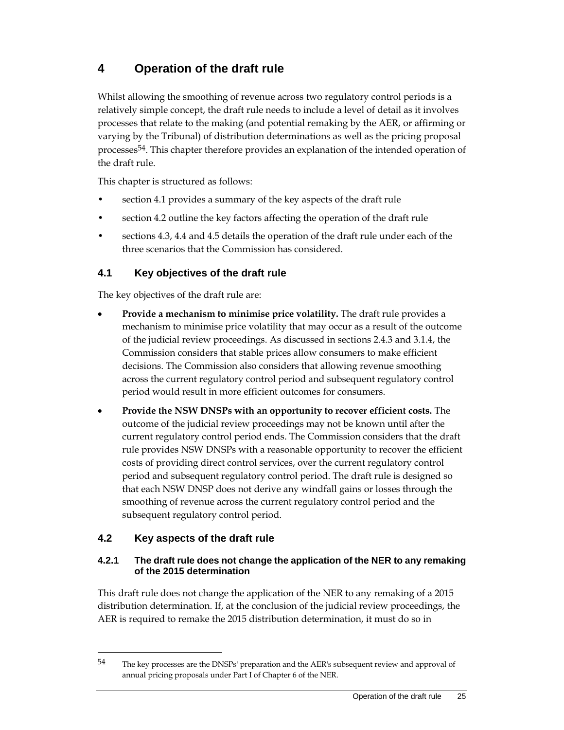# 4 Operation of the draft rule

Whilst allowing the smoothing of revenue across two regulatory control periods is a relatively simple concept, the draft rule needs to include a level of detail as it involves processes that relate to the making (and potential remaking by the AER, or affirming or varying by the Tribunal) of distribution determinations as well as the pricing proposal processes[54]. This chapter therefore provides an explanation of the intended operation of the draft rule.

This chapter is structured as follows:

- section 4.1 provides a summary of the key aspects of the draft rule
- section 4.2 outline the key factors affecting the operation of the draft rule
- sections 4.3, 4.4 and 4.5 details the operation of the draft rule under each of the three scenarios that the Commission has considered.

## 4.1 Key objectives of the draft rule

The key objectives of the draft rule are:

- **Provide a mechanism to minimise price volatility.** The draft rule provides a mechanism to minimise price volatility that may occur as a result of the outcome of the judicial review proceedings. As discussed in sections 2.4.3 and 3.1.4, the Commission considers that stable prices allow consumers to make efficient decisions. The Commission also considers that allowing revenue smoothing across the current regulatory control period and subsequent regulatory control period would result in more efficient outcomes for consumers.
- **Provide the NSW DNSPs with an opportunity to recover efficient costs.** The outcome of the judicial review proceedings may not be known until after the current regulatory control period ends. The Commission considers that the draft rule provides NSW DNSPs with a reasonable opportunity to recover the efficient costs of providing direct control services, over the current regulatory control period and subsequent regulatory control period. The draft rule is designed so that each NSW DNSP does not derive any windfall gains or losses through the smoothing of revenue across the current regulatory control period and the subsequent regulatory control period.

## 4.2 Key aspects of the draft rule

### 4.2.1 The draft rule does not change the application of the NER to any remaking of the 2015 determination

This draft rule does not change the application of the NER to any remaking of a 2015 distribution determination. If, at the conclusion of the judicial review proceedings, the AER is required to remake the 2015 distribution determination, it must do so in

---

[54] The key processes are the DNSPs' preparation and the AER's subsequent review and approval of annual pricing proposals under Part I of Chapter 6 of the NER.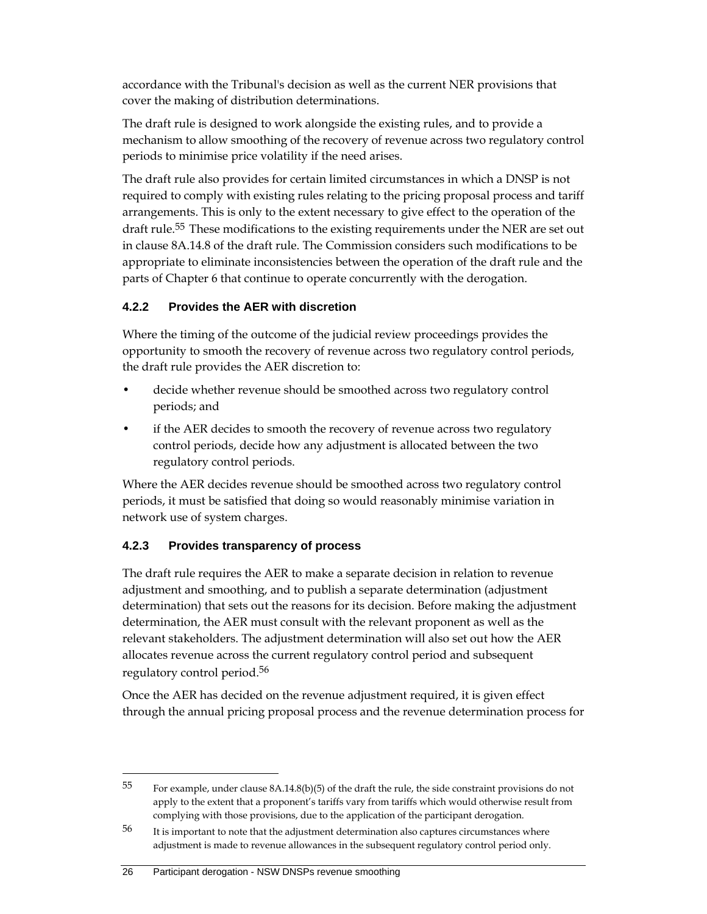accordance with the Tribunal's decision as well as the current NER provisions that cover the making of distribution determinations.

The draft rule is designed to work alongside the existing rules, and to provide a mechanism to allow smoothing of the recovery of revenue across two regulatory control periods to minimise price volatility if the need arises.

The draft rule also provides for certain limited circumstances in which a DNSP is not required to comply with existing rules relating to the pricing proposal process and tariff arrangements. This is only to the extent necessary to give effect to the operation of the draft rule.[55] These modifications to the existing requirements under the NER are set out in clause 8A.14.8 of the draft rule. The Commission considers such modifications to be appropriate to eliminate inconsistencies between the operation of the draft rule and the parts of Chapter 6 that continue to operate concurrently with the derogation.

### 4.2.2 Provides the AER with discretion

Where the timing of the outcome of the judicial review proceedings provides the opportunity to smooth the recovery of revenue across two regulatory control periods, the draft rule provides the AER discretion to:

- decide whether revenue should be smoothed across two regulatory control periods; and
- if the AER decides to smooth the recovery of revenue across two regulatory control periods, decide how any adjustment is allocated between the two regulatory control periods.

Where the AER decides revenue should be smoothed across two regulatory control periods, it must be satisfied that doing so would reasonably minimise variation in network use of system charges.

### 4.2.3 Provides transparency of process

The draft rule requires the AER to make a separate decision in relation to revenue adjustment and smoothing, and to publish a separate determination (adjustment determination) that sets out the reasons for its decision. Before making the adjustment determination, the AER must consult with the relevant proponent as well as the relevant stakeholders. The adjustment determination will also set out how the AER allocates revenue across the current regulatory control period and subsequent regulatory control period.[56]

Once the AER has decided on the revenue adjustment required, it is given effect through the annual pricing proposal process and the revenue determination process for

---

55 For example, under clause 8A.14.8(b)(5) of the draft the rule, the side constraint provisions do not apply to the extent that a proponent's tariffs vary from tariffs which would otherwise result from complying with those provisions, due to the application of the participant derogation.

56 It is important to note that the adjustment determination also captures circumstances where adjustment is made to revenue allowances in the subsequent regulatory control period only.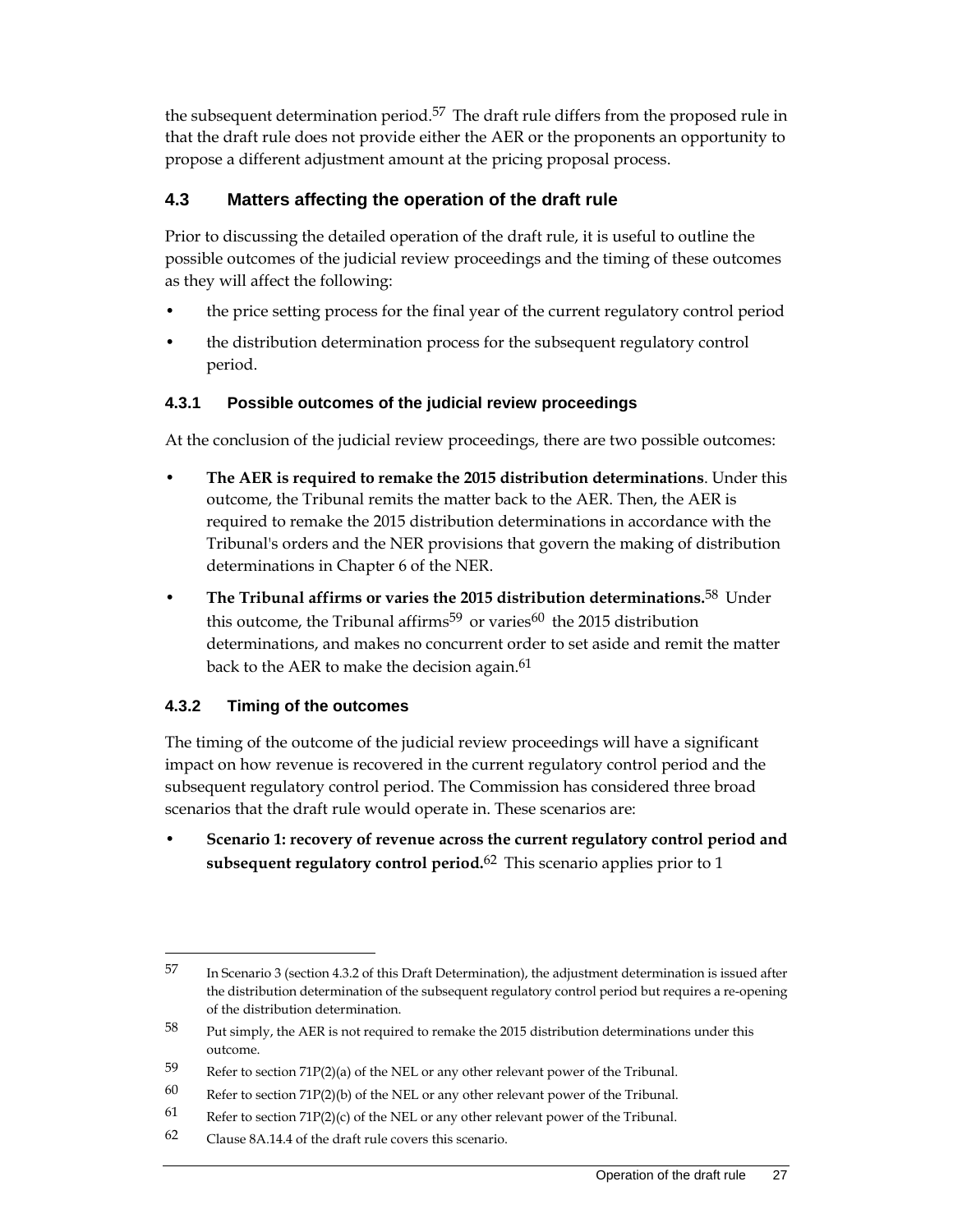the subsequent determination period.[57] The draft rule differs from the proposed rule in that the draft rule does not provide either the AER or the proponents an opportunity to propose a different adjustment amount at the pricing proposal process.

## 4.3 Matters affecting the operation of the draft rule

Prior to discussing the detailed operation of the draft rule, it is useful to outline the possible outcomes of the judicial review proceedings and the timing of these outcomes as they will affect the following:

- the price setting process for the final year of the current regulatory control period
- the distribution determination process for the subsequent regulatory control period.

### 4.3.1 Possible outcomes of the judicial review proceedings

At the conclusion of the judicial review proceedings, there are two possible outcomes:

- **The AER is required to remake the 2015 distribution determinations**. Under this outcome, the Tribunal remits the matter back to the AER. Then, the AER is required to remake the 2015 distribution determinations in accordance with the Tribunal's orders and the NER provisions that govern the making of distribution determinations in Chapter 6 of the NER.
- **The Tribunal affirms or varies the 2015 distribution determinations.**[58] Under this outcome, the Tribunal affirms[59] or varies[60] the 2015 distribution determinations, and makes no concurrent order to set aside and remit the matter back to the AER to make the decision again.[61]

### 4.3.2 Timing of the outcomes

The timing of the outcome of the judicial review proceedings will have a significant impact on how revenue is recovered in the current regulatory control period and the subsequent regulatory control period. The Commission has considered three broad scenarios that the draft rule would operate in. These scenarios are:

- **Scenario 1: recovery of revenue across the current regulatory control period and subsequent regulatory control period.**[62] This scenario applies prior to 1

---

57 In Scenario 3 (section 4.3.2 of this Draft Determination), the adjustment determination is issued after the distribution determination of the subsequent regulatory control period but requires a re-opening of the distribution determination.

58 Put simply, the AER is not required to remake the 2015 distribution determinations under this outcome.

59 Refer to section 71P(2)(a) of the NEL or any other relevant power of the Tribunal.

60 Refer to section 71P(2)(b) of the NEL or any other relevant power of the Tribunal.

61 Refer to section 71P(2)(c) of the NEL or any other relevant power of the Tribunal.

62 Clause 8A.14.4 of the draft rule covers this scenario.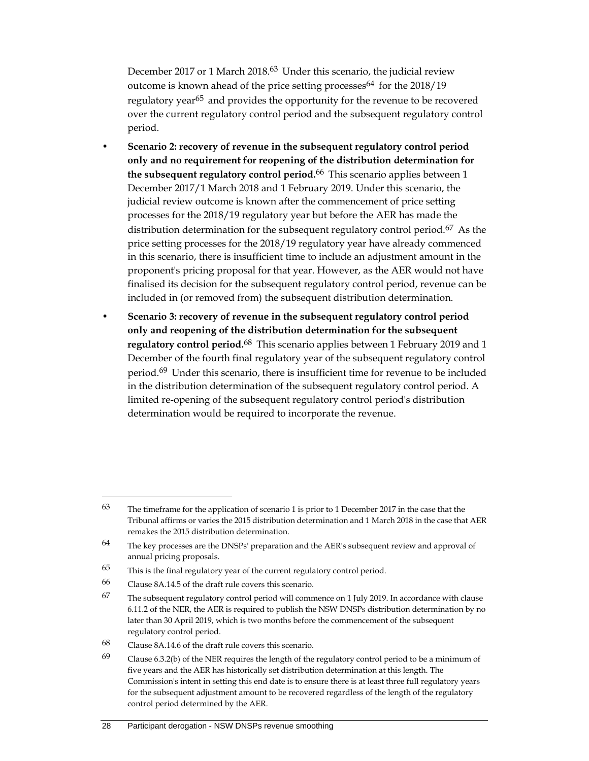December 2017 or 1 March 2018.[63] Under this scenario, the judicial review outcome is known ahead of the price setting processes[64] for the 2018/19 regulatory year[65] and provides the opportunity for the revenue to be recovered over the current regulatory control period and the subsequent regulatory control period.

- **Scenario 2: recovery of revenue in the subsequent regulatory control period only and no requirement for reopening of the distribution determination for the subsequent regulatory control period.**[66] This scenario applies between 1 December 2017/1 March 2018 and 1 February 2019. Under this scenario, the judicial review outcome is known after the commencement of price setting processes for the 2018/19 regulatory year but before the AER has made the distribution determination for the subsequent regulatory control period.[67] As the price setting processes for the 2018/19 regulatory year have already commenced in this scenario, there is insufficient time to include an adjustment amount in the proponent's pricing proposal for that year. However, as the AER would not have finalised its decision for the subsequent regulatory control period, revenue can be included in (or removed from) the subsequent distribution determination.
- **Scenario 3: recovery of revenue in the subsequent regulatory control period only and reopening of the distribution determination for the subsequent regulatory control period.**[68] This scenario applies between 1 February 2019 and 1 December of the fourth final regulatory year of the subsequent regulatory control period.[69] Under this scenario, there is insufficient time for revenue to be included in the distribution determination of the subsequent regulatory control period. A limited re-opening of the subsequent regulatory control period's distribution determination would be required to incorporate the revenue.

---

[63] The timeframe for the application of scenario 1 is prior to 1 December 2017 in the case that the Tribunal affirms or varies the 2015 distribution determination and 1 March 2018 in the case that AER remakes the 2015 distribution determination.

[64] The key processes are the DNSPs' preparation and the AER's subsequent review and approval of annual pricing proposals.

[65] This is the final regulatory year of the current regulatory control period.

[66] Clause 8A.14.5 of the draft rule covers this scenario.

[67] The subsequent regulatory control period will commence on 1 July 2019. In accordance with clause 6.11.2 of the NER, the AER is required to publish the NSW DNSPs distribution determination by no later than 30 April 2019, which is two months before the commencement of the subsequent regulatory control period.

[68] Clause 8A.14.6 of the draft rule covers this scenario.

[69] Clause 6.3.2(b) of the NER requires the length of the regulatory control period to be a minimum of five years and the AER has historically set distribution determination at this length. The Commission's intent in setting this end date is to ensure there is at least three full regulatory years for the subsequent adjustment amount to be recovered regardless of the length of the regulatory control period determined by the AER.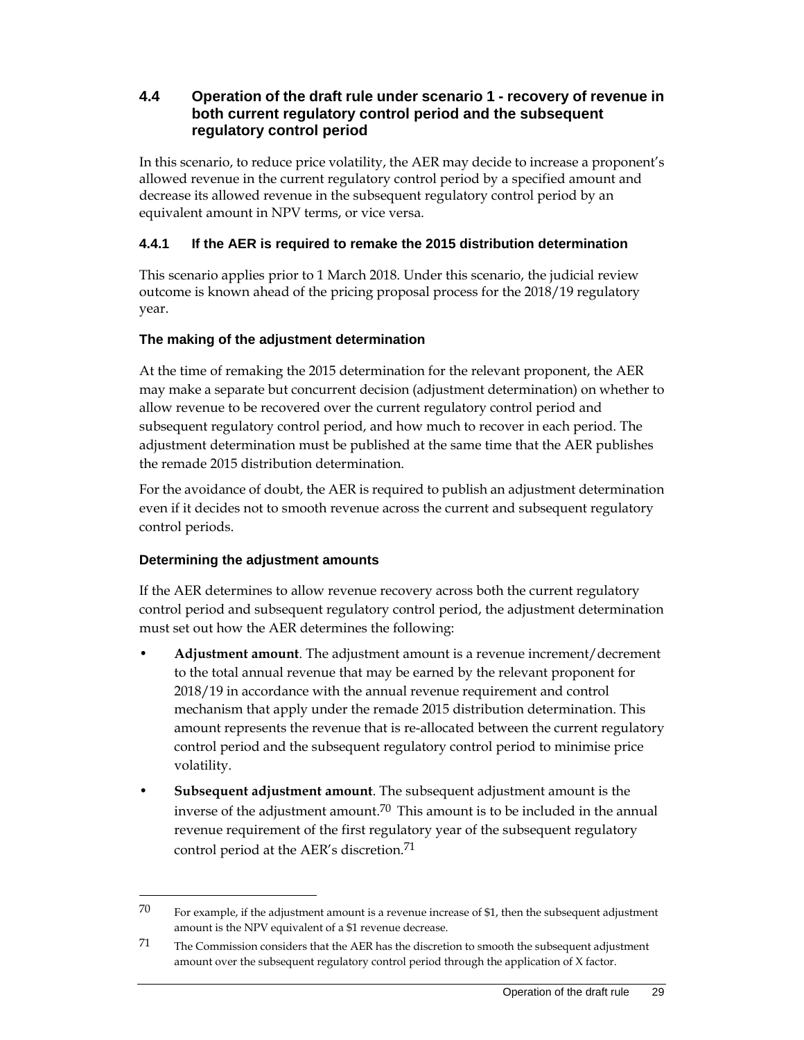## 4.4 Operation of the draft rule under scenario 1 - recovery of revenue in both current regulatory control period and the subsequent regulatory control period

In this scenario, to reduce price volatility, the AER may decide to increase a proponent's allowed revenue in the current regulatory control period by a specified amount and decrease its allowed revenue in the subsequent regulatory control period by an equivalent amount in NPV terms, or vice versa.

### 4.4.1 If the AER is required to remake the 2015 distribution determination

This scenario applies prior to 1 March 2018. Under this scenario, the judicial review outcome is known ahead of the pricing proposal process for the 2018/19 regulatory year.

#### The making of the adjustment determination

At the time of remaking the 2015 determination for the relevant proponent, the AER may make a separate but concurrent decision (adjustment determination) on whether to allow revenue to be recovered over the current regulatory control period and subsequent regulatory control period, and how much to recover in each period. The adjustment determination must be published at the same time that the AER publishes the remade 2015 distribution determination.

For the avoidance of doubt, the AER is required to publish an adjustment determination even if it decides not to smooth revenue across the current and subsequent regulatory control periods.

#### Determining the adjustment amounts

If the AER determines to allow revenue recovery across both the current regulatory control period and subsequent regulatory control period, the adjustment determination must set out how the AER determines the following:

- **Adjustment amount**. The adjustment amount is a revenue increment/decrement to the total annual revenue that may be earned by the relevant proponent for 2018/19 in accordance with the annual revenue requirement and control mechanism that apply under the remade 2015 distribution determination. This amount represents the revenue that is re-allocated between the current regulatory control period and the subsequent regulatory control period to minimise price volatility.
- **Subsequent adjustment amount**. The subsequent adjustment amount is the inverse of the adjustment amount.[70] This amount is to be included in the annual revenue requirement of the first regulatory year of the subsequent regulatory control period at the AER's discretion.[71]

---

70 For example, if the adjustment amount is a revenue increase of $1, then the subsequent adjustment amount is the NPV equivalent of a $1 revenue decrease.

71 The Commission considers that the AER has the discretion to smooth the subsequent adjustment amount over the subsequent regulatory control period through the application of X factor.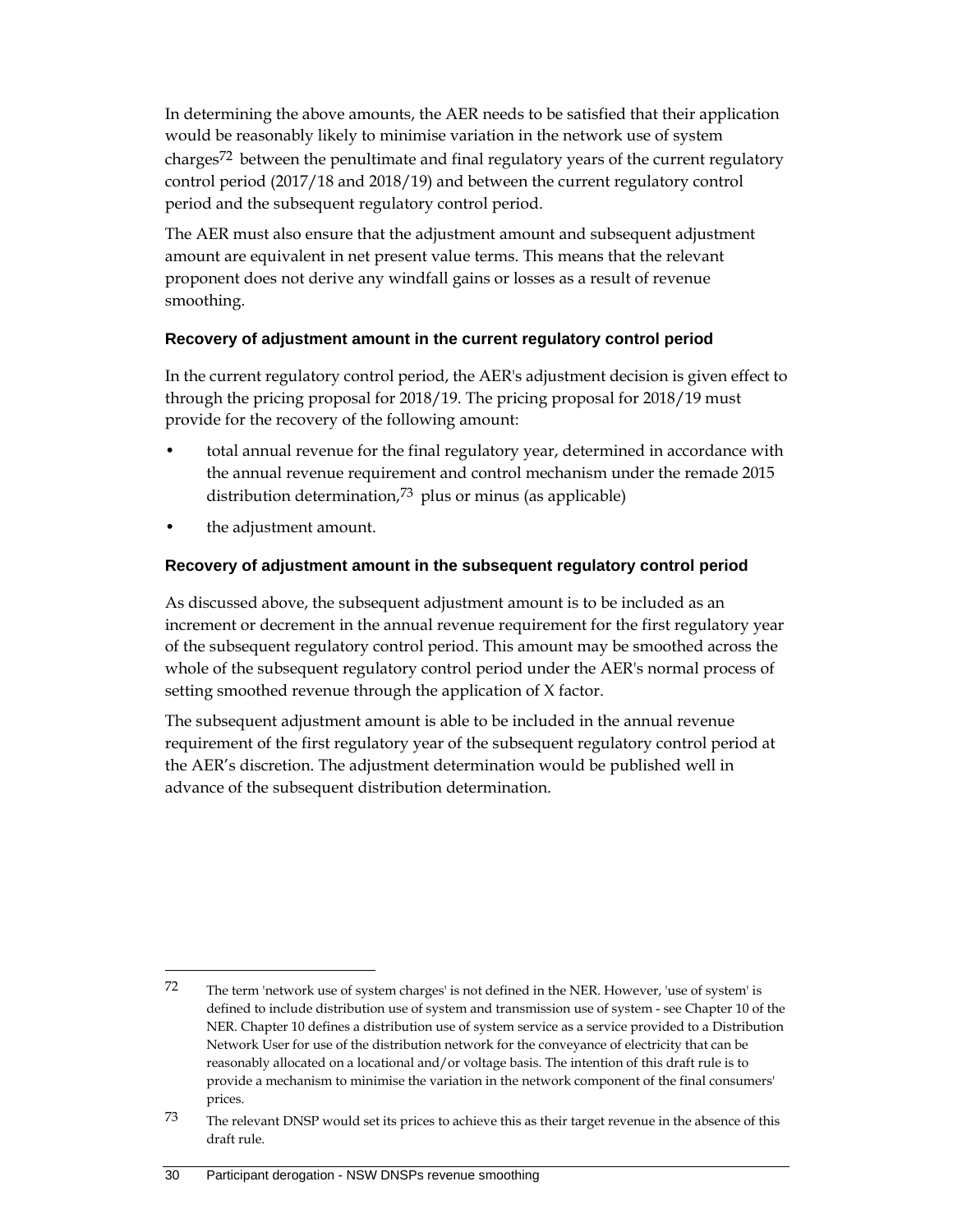In determining the above amounts, the AER needs to be satisfied that their application would be reasonably likely to minimise variation in the network use of system charges[72] between the penultimate and final regulatory years of the current regulatory control period (2017/18 and 2018/19) and between the current regulatory control period and the subsequent regulatory control period.

The AER must also ensure that the adjustment amount and subsequent adjustment amount are equivalent in net present value terms. This means that the relevant proponent does not derive any windfall gains or losses as a result of revenue smoothing.

### Recovery of adjustment amount in the current regulatory control period

In the current regulatory control period, the AER's adjustment decision is given effect to through the pricing proposal for 2018/19. The pricing proposal for 2018/19 must provide for the recovery of the following amount:

- total annual revenue for the final regulatory year, determined in accordance with the annual revenue requirement and control mechanism under the remade 2015 distribution determination,[73] plus or minus (as applicable)
- the adjustment amount.

### Recovery of adjustment amount in the subsequent regulatory control period

As discussed above, the subsequent adjustment amount is to be included as an increment or decrement in the annual revenue requirement for the first regulatory year of the subsequent regulatory control period. This amount may be smoothed across the whole of the subsequent regulatory control period under the AER's normal process of setting smoothed revenue through the application of X factor.

The subsequent adjustment amount is able to be included in the annual revenue requirement of the first regulatory year of the subsequent regulatory control period at the AER's discretion. The adjustment determination would be published well in advance of the subsequent distribution determination.

---

72 The term 'network use of system charges' is not defined in the NER. However, 'use of system' is defined to include distribution use of system and transmission use of system - see Chapter 10 of the NER. Chapter 10 defines a distribution use of system service as a service provided to a Distribution Network User for use of the distribution network for the conveyance of electricity that can be reasonably allocated on a locational and/or voltage basis. The intention of this draft rule is to provide a mechanism to minimise the variation in the network component of the final consumers' prices.

73 The relevant DNSP would set its prices to achieve this as their target revenue in the absence of this draft rule.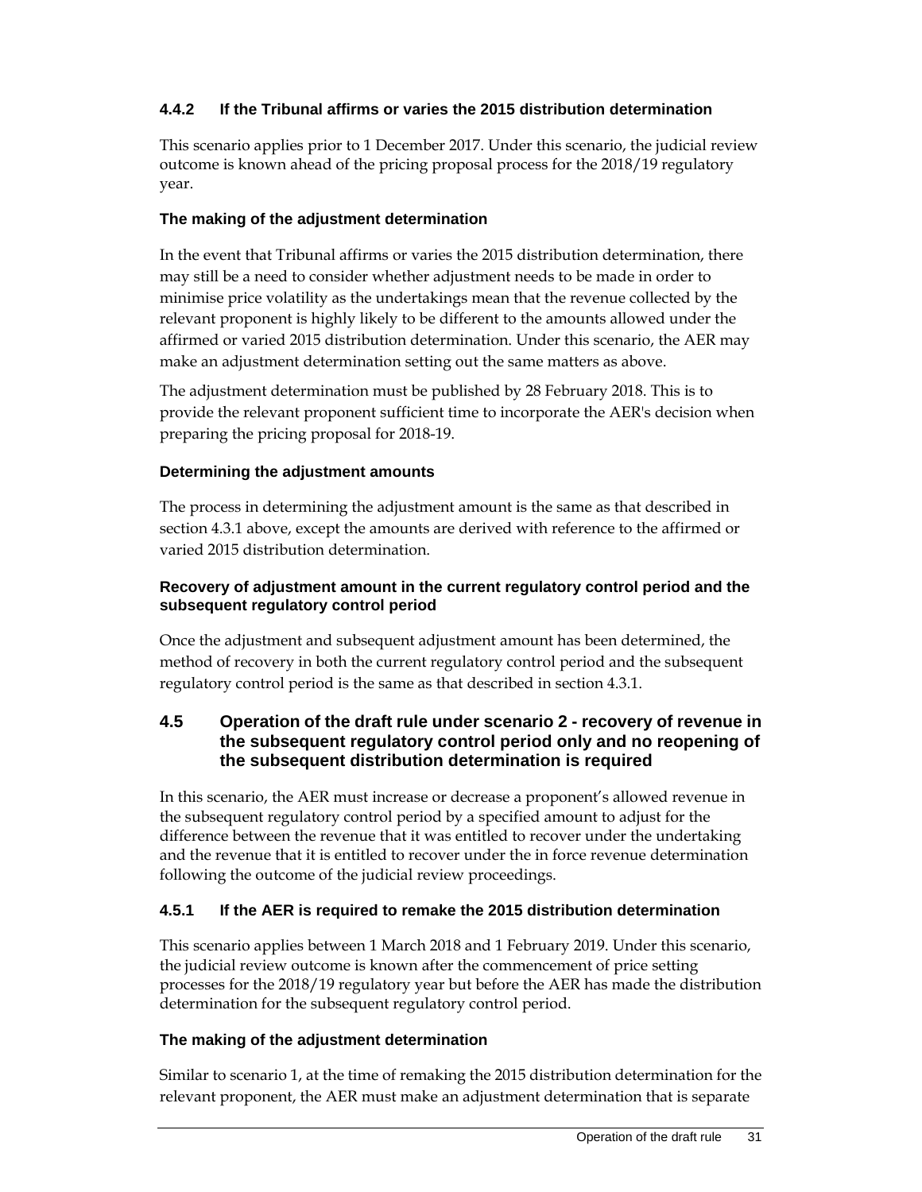### 4.4.2 If the Tribunal affirms or varies the 2015 distribution determination

This scenario applies prior to 1 December 2017. Under this scenario, the judicial review outcome is known ahead of the pricing proposal process for the 2018/19 regulatory year.

#### The making of the adjustment determination

In the event that Tribunal affirms or varies the 2015 distribution determination, there may still be a need to consider whether adjustment needs to be made in order to minimise price volatility as the undertakings mean that the revenue collected by the relevant proponent is highly likely to be different to the amounts allowed under the affirmed or varied 2015 distribution determination. Under this scenario, the AER may make an adjustment determination setting out the same matters as above.

The adjustment determination must be published by 28 February 2018. This is to provide the relevant proponent sufficient time to incorporate the AER's decision when preparing the pricing proposal for 2018-19.

#### Determining the adjustment amounts

The process in determining the adjustment amount is the same as that described in section 4.3.1 above, except the amounts are derived with reference to the affirmed or varied 2015 distribution determination.

#### Recovery of adjustment amount in the current regulatory control period and the subsequent regulatory control period

Once the adjustment and subsequent adjustment amount has been determined, the method of recovery in both the current regulatory control period and the subsequent regulatory control period is the same as that described in section 4.3.1.

## 4.5 Operation of the draft rule under scenario 2 - recovery of revenue in the subsequent regulatory control period only and no reopening of the subsequent distribution determination is required

In this scenario, the AER must increase or decrease a proponent's allowed revenue in the subsequent regulatory control period by a specified amount to adjust for the difference between the revenue that it was entitled to recover under the undertaking and the revenue that it is entitled to recover under the in force revenue determination following the outcome of the judicial review proceedings.

### 4.5.1 If the AER is required to remake the 2015 distribution determination

This scenario applies between 1 March 2018 and 1 February 2019. Under this scenario, the judicial review outcome is known after the commencement of price setting processes for the 2018/19 regulatory year but before the AER has made the distribution determination for the subsequent regulatory control period.

#### The making of the adjustment determination

Similar to scenario 1, at the time of remaking the 2015 distribution determination for the relevant proponent, the AER must make an adjustment determination that is separate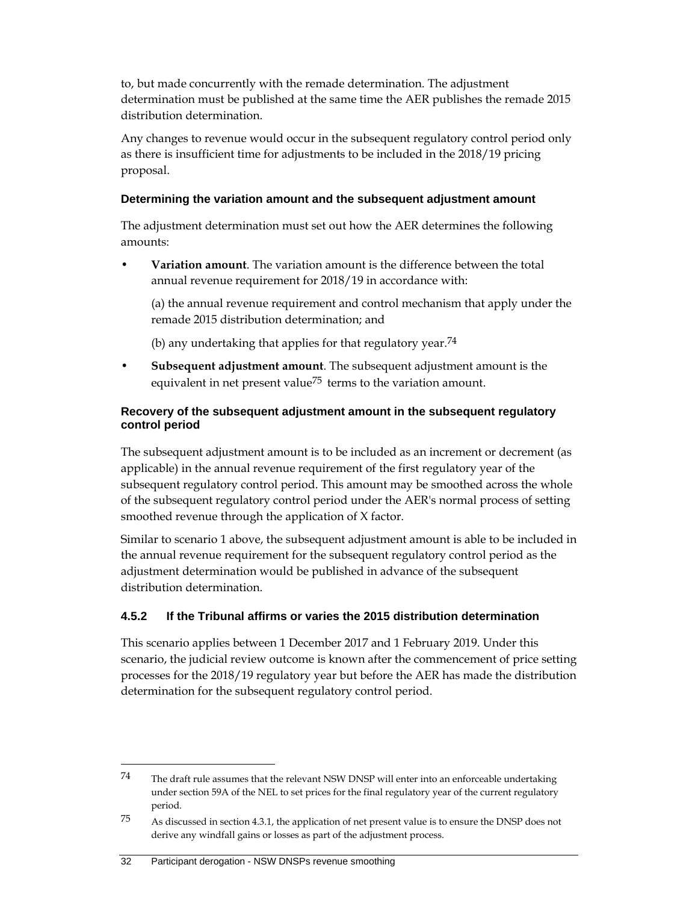to, but made concurrently with the remade determination. The adjustment determination must be published at the same time the AER publishes the remade 2015 distribution determination.

Any changes to revenue would occur in the subsequent regulatory control period only as there is insufficient time for adjustments to be included in the 2018/19 pricing proposal.

#### Determining the variation amount and the subsequent adjustment amount

The adjustment determination must set out how the AER determines the following amounts:

- **Variation amount**. The variation amount is the difference between the total annual revenue requirement for 2018/19 in accordance with:

  (a) the annual revenue requirement and control mechanism that apply under the remade 2015 distribution determination; and

  (b) any undertaking that applies for that regulatory year.[74]

- **Subsequent adjustment amount**. The subsequent adjustment amount is the equivalent in net present value[75] terms to the variation amount.

#### Recovery of the subsequent adjustment amount in the subsequent regulatory control period

The subsequent adjustment amount is to be included as an increment or decrement (as applicable) in the annual revenue requirement of the first regulatory year of the subsequent regulatory control period. This amount may be smoothed across the whole of the subsequent regulatory control period under the AER's normal process of setting smoothed revenue through the application of X factor.

Similar to scenario 1 above, the subsequent adjustment amount is able to be included in the annual revenue requirement for the subsequent regulatory control period as the adjustment determination would be published in advance of the subsequent distribution determination.

### 4.5.2 If the Tribunal affirms or varies the 2015 distribution determination

This scenario applies between 1 December 2017 and 1 February 2019. Under this scenario, the judicial review outcome is known after the commencement of price setting processes for the 2018/19 regulatory year but before the AER has made the distribution determination for the subsequent regulatory control period.

---

74 The draft rule assumes that the relevant NSW DNSP will enter into an enforceable undertaking under section 59A of the NEL to set prices for the final regulatory year of the current regulatory period.

75 As discussed in section 4.3.1, the application of net present value is to ensure the DNSP does not derive any windfall gains or losses as part of the adjustment process.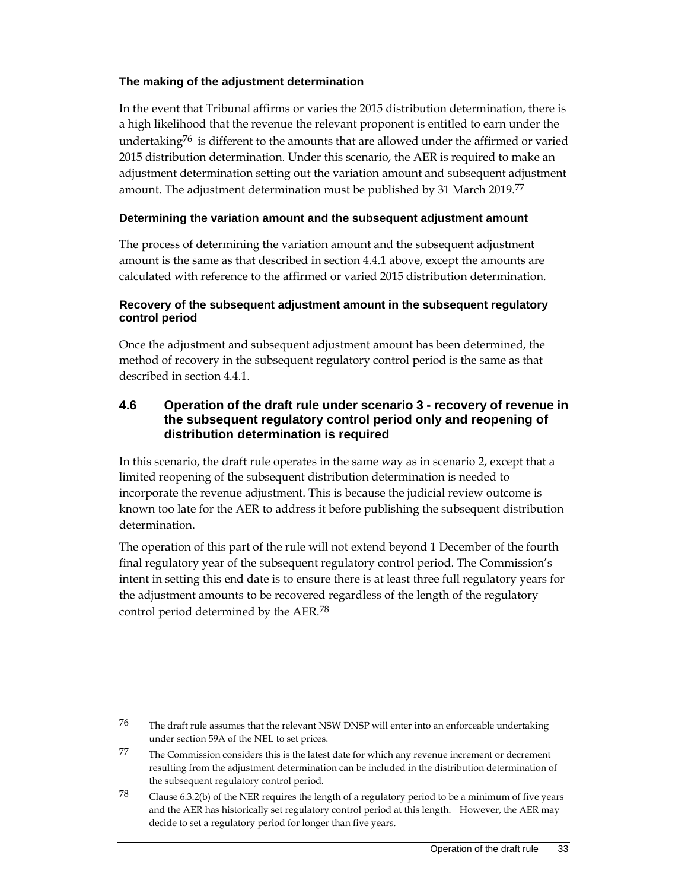### The making of the adjustment determination

In the event that Tribunal affirms or varies the 2015 distribution determination, there is a high likelihood that the revenue the relevant proponent is entitled to earn under the undertaking[76] is different to the amounts that are allowed under the affirmed or varied 2015 distribution determination. Under this scenario, the AER is required to make an adjustment determination setting out the variation amount and subsequent adjustment amount. The adjustment determination must be published by 31 March 2019.[77]

### Determining the variation amount and the subsequent adjustment amount

The process of determining the variation amount and the subsequent adjustment amount is the same as that described in section 4.4.1 above, except the amounts are calculated with reference to the affirmed or varied 2015 distribution determination.

### Recovery of the subsequent adjustment amount in the subsequent regulatory control period

Once the adjustment and subsequent adjustment amount has been determined, the method of recovery in the subsequent regulatory control period is the same as that described in section 4.4.1.

## 4.6 Operation of the draft rule under scenario 3 - recovery of revenue in the subsequent regulatory control period only and reopening of distribution determination is required

In this scenario, the draft rule operates in the same way as in scenario 2, except that a limited reopening of the subsequent distribution determination is needed to incorporate the revenue adjustment. This is because the judicial review outcome is known too late for the AER to address it before publishing the subsequent distribution determination.

The operation of this part of the rule will not extend beyond 1 December of the fourth final regulatory year of the subsequent regulatory control period. The Commission's intent in setting this end date is to ensure there is at least three full regulatory years for the adjustment amounts to be recovered regardless of the length of the regulatory control period determined by the AER.[78]

---

[76] The draft rule assumes that the relevant NSW DNSP will enter into an enforceable undertaking under section 59A of the NEL to set prices.

[77] The Commission considers this is the latest date for which any revenue increment or decrement resulting from the adjustment determination can be included in the distribution determination of the subsequent regulatory control period.

[78] Clause 6.3.2(b) of the NER requires the length of a regulatory period to be a minimum of five years and the AER has historically set regulatory control period at this length. However, the AER may decide to set a regulatory period for longer than five years.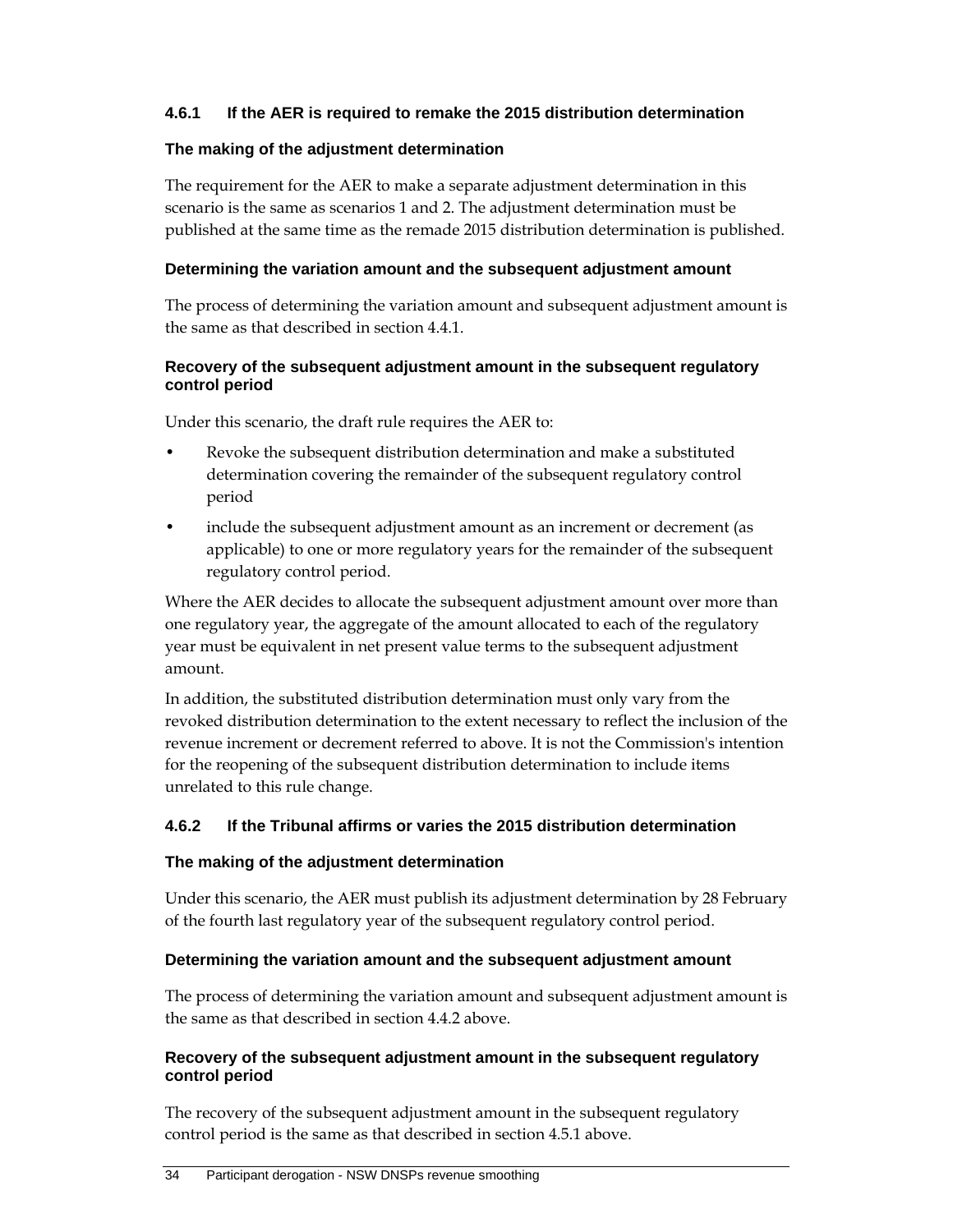### 4.6.1 If the AER is required to remake the 2015 distribution determination

#### The making of the adjustment determination

The requirement for the AER to make a separate adjustment determination in this scenario is the same as scenarios 1 and 2. The adjustment determination must be published at the same time as the remade 2015 distribution determination is published.

#### Determining the variation amount and the subsequent adjustment amount

The process of determining the variation amount and subsequent adjustment amount is the same as that described in section 4.4.1.

#### Recovery of the subsequent adjustment amount in the subsequent regulatory control period

Under this scenario, the draft rule requires the AER to:

- Revoke the subsequent distribution determination and make a substituted determination covering the remainder of the subsequent regulatory control period
- include the subsequent adjustment amount as an increment or decrement (as applicable) to one or more regulatory years for the remainder of the subsequent regulatory control period.

Where the AER decides to allocate the subsequent adjustment amount over more than one regulatory year, the aggregate of the amount allocated to each of the regulatory year must be equivalent in net present value terms to the subsequent adjustment amount.

In addition, the substituted distribution determination must only vary from the revoked distribution determination to the extent necessary to reflect the inclusion of the revenue increment or decrement referred to above. It is not the Commission's intention for the reopening of the subsequent distribution determination to include items unrelated to this rule change.

### 4.6.2 If the Tribunal affirms or varies the 2015 distribution determination

#### The making of the adjustment determination

Under this scenario, the AER must publish its adjustment determination by 28 February of the fourth last regulatory year of the subsequent regulatory control period.

#### Determining the variation amount and the subsequent adjustment amount

The process of determining the variation amount and subsequent adjustment amount is the same as that described in section 4.4.2 above.

#### Recovery of the subsequent adjustment amount in the subsequent regulatory control period

The recovery of the subsequent adjustment amount in the subsequent regulatory control period is the same as that described in section 4.5.1 above.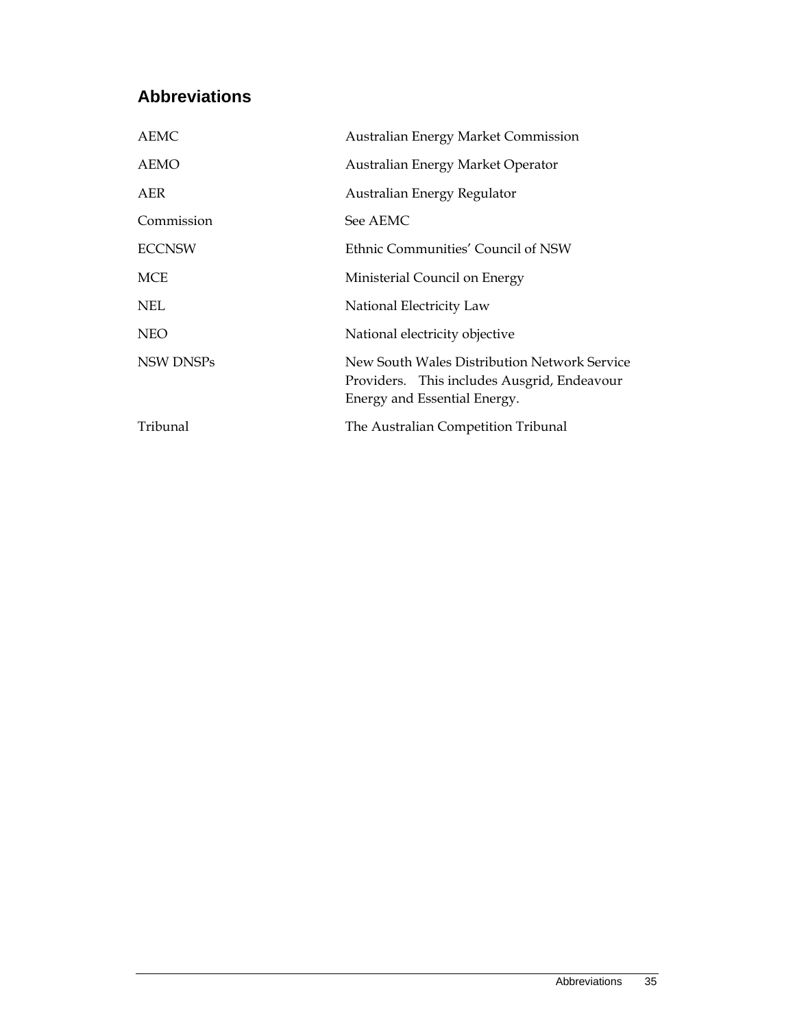## Abbreviations

| | |
|---|---|
| AEMC | Australian Energy Market Commission |
| AEMO | Australian Energy Market Operator |
| AER | Australian Energy Regulator |
| Commission | See AEMC |
| ECCNSW | Ethnic Communities' Council of NSW |
| MCE | Ministerial Council on Energy |
| NEL | National Electricity Law |
| NEO | National electricity objective |
| NSW DNSPs | New South Wales Distribution Network Service Providers. This includes Ausgrid, Endeavour Energy and Essential Energy. |
| Tribunal | The Australian Competition Tribunal |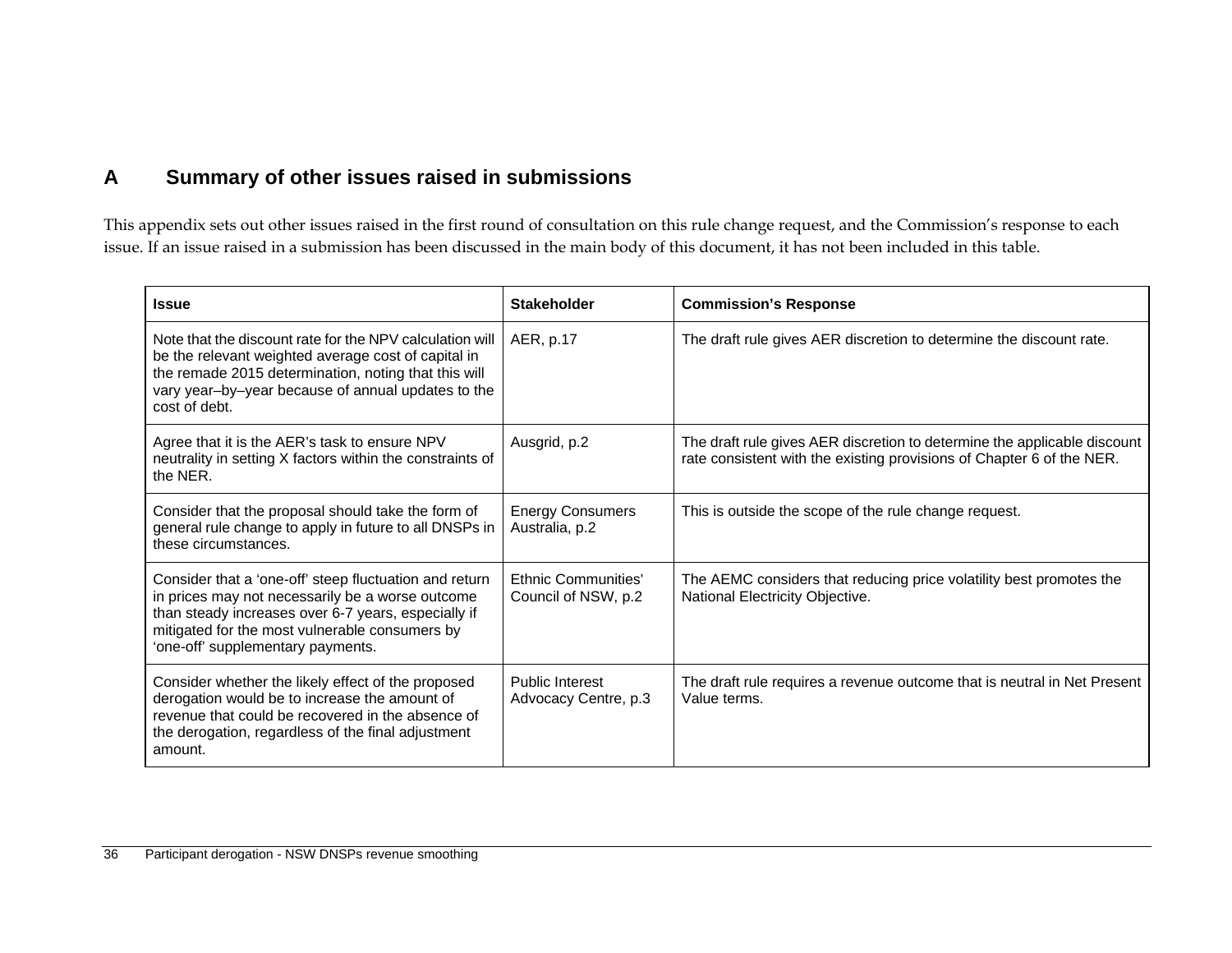# A Summary of other issues raised in submissions

This appendix sets out other issues raised in the first round of consultation on this rule change request, and the Commission's response to each issue. If an issue raised in a submission has been discussed in the main body of this document, it has not been included in this table.

| Issue | Stakeholder | Commission's Response |
|---|---|---|
| Note that the discount rate for the NPV calculation will be the relevant weighted average cost of capital in the remade 2015 determination, noting that this will vary year–by–year because of annual updates to the cost of debt. | AER, p.17 | The draft rule gives AER discretion to determine the discount rate. |
| Agree that it is the AER's task to ensure NPV neutrality in setting X factors within the constraints of the NER. | Ausgrid, p.2 | The draft rule gives AER discretion to determine the applicable discount rate consistent with the existing provisions of Chapter 6 of the NER. |
| Consider that the proposal should take the form of general rule change to apply in future to all DNSPs in these circumstances. | Energy Consumers Australia, p.2 | This is outside the scope of the rule change request. |
| Consider that a 'one-off' steep fluctuation and return in prices may not necessarily be a worse outcome than steady increases over 6-7 years, especially if mitigated for the most vulnerable consumers by 'one-off' supplementary payments. | Ethnic Communities' Council of NSW, p.2 | The AEMC considers that reducing price volatility best promotes the National Electricity Objective. |
| Consider whether the likely effect of the proposed derogation would be to increase the amount of revenue that could be recovered in the absence of the derogation, regardless of the final adjustment amount. | Public Interest Advocacy Centre, p.3 | The draft rule requires a revenue outcome that is neutral in Net Present Value terms. |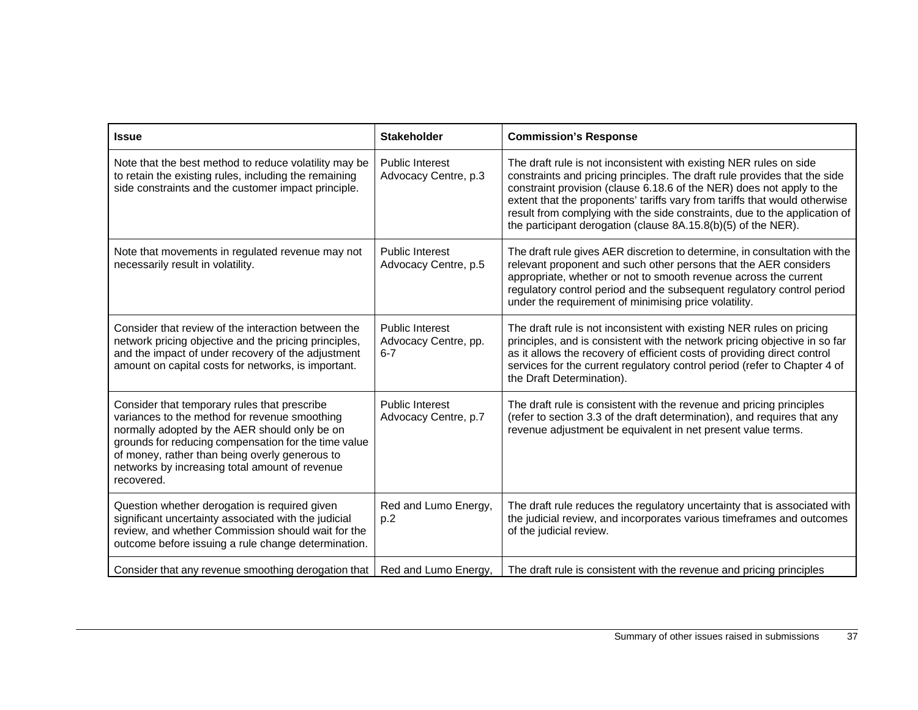| Issue | Stakeholder | Commission's Response |
| --- | --- | --- |
| Note that the best method to reduce volatility may be to retain the existing rules, including the remaining side constraints and the customer impact principle. | Public Interest Advocacy Centre, p.3 | The draft rule is not inconsistent with existing NER rules on side constraints and pricing principles. The draft rule provides that the side constraint provision (clause 6.18.6 of the NER) does not apply to the extent that the proponents' tariffs vary from tariffs that would otherwise result from complying with the side constraints, due to the application of the participant derogation (clause 8A.15.8(b)(5) of the NER). |
| Note that movements in regulated revenue may not necessarily result in volatility. | Public Interest Advocacy Centre, p.5 | The draft rule gives AER discretion to determine, in consultation with the relevant proponent and such other persons that the AER considers appropriate, whether or not to smooth revenue across the current regulatory control period and the subsequent regulatory control period under the requirement of minimising price volatility. |
| Consider that review of the interaction between the network pricing objective and the pricing principles, and the impact of under recovery of the adjustment amount on capital costs for networks, is important. | Public Interest Advocacy Centre, pp. 6-7 | The draft rule is not inconsistent with existing NER rules on pricing principles, and is consistent with the network pricing objective in so far as it allows the recovery of efficient costs of providing direct control services for the current regulatory control period (refer to Chapter 4 of the Draft Determination). |
| Consider that temporary rules that prescribe variances to the method for revenue smoothing normally adopted by the AER should only be on grounds for reducing compensation for the time value of money, rather than being overly generous to networks by increasing total amount of revenue recovered. | Public Interest Advocacy Centre, p.7 | The draft rule is consistent with the revenue and pricing principles (refer to section 3.3 of the draft determination), and requires that any revenue adjustment be equivalent in net present value terms. |
| Question whether derogation is required given significant uncertainty associated with the judicial review, and whether Commission should wait for the outcome before issuing a rule change determination. | Red and Lumo Energy, p.2 | The draft rule reduces the regulatory uncertainty that is associated with the judicial review, and incorporates various timeframes and outcomes of the judicial review. |
| Consider that any revenue smoothing derogation that | Red and Lumo Energy, | The draft rule is consistent with the revenue and pricing principles |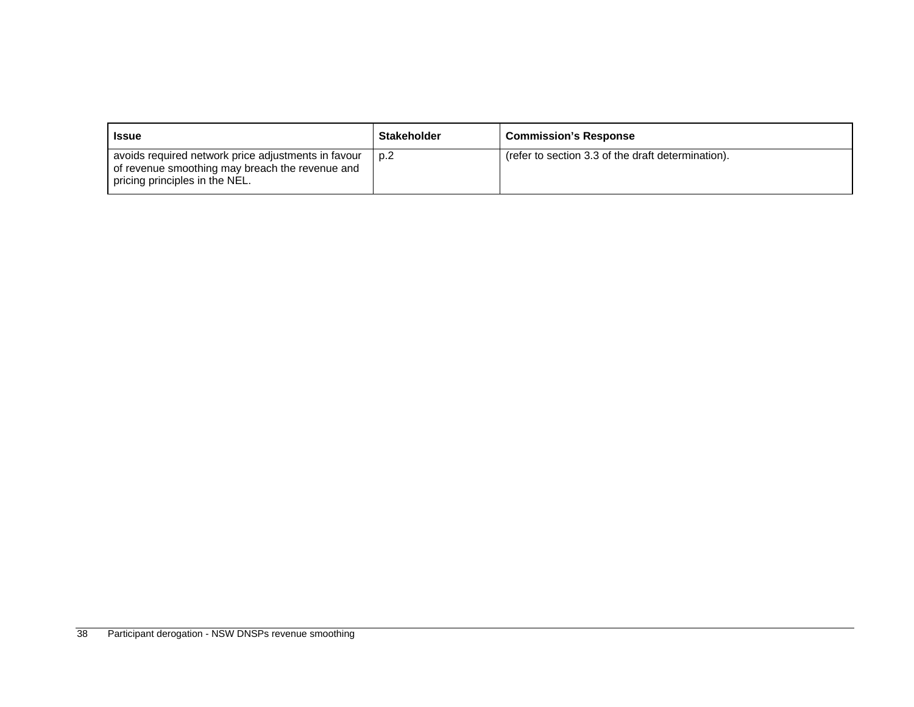| Issue | Stakeholder | Commission's Response |
|---|---|---|
| avoids required network price adjustments in favour of revenue smoothing may breach the revenue and pricing principles in the NEL. | p.2 | (refer to section 3.3 of the draft determination). |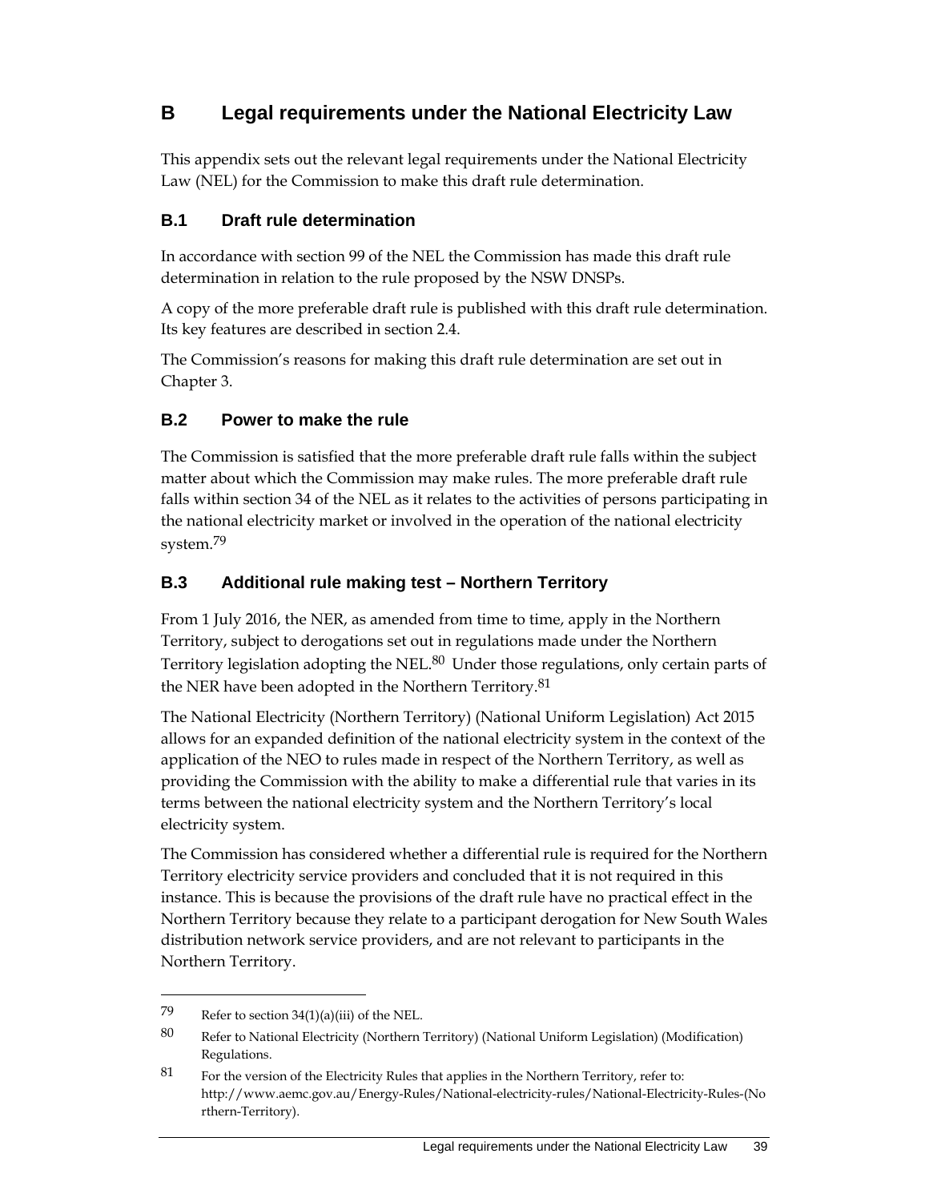# B Legal requirements under the National Electricity Law

This appendix sets out the relevant legal requirements under the National Electricity Law (NEL) for the Commission to make this draft rule determination.

## B.1 Draft rule determination

In accordance with section 99 of the NEL the Commission has made this draft rule determination in relation to the rule proposed by the NSW DNSPs.

A copy of the more preferable draft rule is published with this draft rule determination. Its key features are described in section 2.4.

The Commission's reasons for making this draft rule determination are set out in Chapter 3.

## B.2 Power to make the rule

The Commission is satisfied that the more preferable draft rule falls within the subject matter about which the Commission may make rules. The more preferable draft rule falls within section 34 of the NEL as it relates to the activities of persons participating in the national electricity market or involved in the operation of the national electricity system.[79]

## B.3 Additional rule making test – Northern Territory

From 1 July 2016, the NER, as amended from time to time, apply in the Northern Territory, subject to derogations set out in regulations made under the Northern Territory legislation adopting the NEL.[80] Under those regulations, only certain parts of the NER have been adopted in the Northern Territory.[81]

The National Electricity (Northern Territory) (National Uniform Legislation) Act 2015 allows for an expanded definition of the national electricity system in the context of the application of the NEO to rules made in respect of the Northern Territory, as well as providing the Commission with the ability to make a differential rule that varies in its terms between the national electricity system and the Northern Territory's local electricity system.

The Commission has considered whether a differential rule is required for the Northern Territory electricity service providers and concluded that it is not required in this instance. This is because the provisions of the draft rule have no practical effect in the Northern Territory because they relate to a participant derogation for New South Wales distribution network service providers, and are not relevant to participants in the Northern Territory.

---

79 Refer to section 34(1)(a)(iii) of the NEL.

80 Refer to National Electricity (Northern Territory) (National Uniform Legislation) (Modification) Regulations.

81 For the version of the Electricity Rules that applies in the Northern Territory, refer to: http://www.aemc.gov.au/Energy-Rules/National-electricity-rules/National-Electricity-Rules-(Northern-Territory).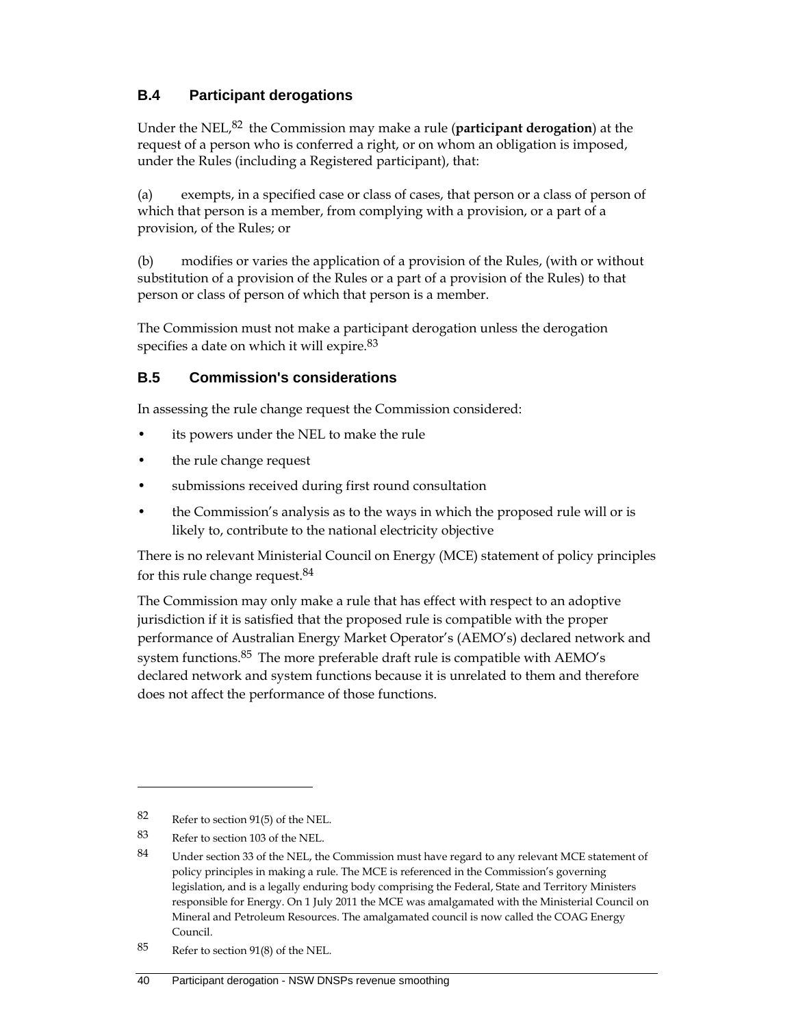## B.4 Participant derogations

Under the NEL,[82] the Commission may make a rule (**participant derogation**) at the request of a person who is conferred a right, or on whom an obligation is imposed, under the Rules (including a Registered participant), that:

(a) exempts, in a specified case or class of cases, that person or a class of person of which that person is a member, from complying with a provision, or a part of a provision, of the Rules; or

(b) modifies or varies the application of a provision of the Rules, (with or without substitution of a provision of the Rules or a part of a provision of the Rules) to that person or class of person of which that person is a member.

The Commission must not make a participant derogation unless the derogation specifies a date on which it will expire.[83]

## B.5 Commission's considerations

In assessing the rule change request the Commission considered:

- its powers under the NEL to make the rule
- the rule change request
- submissions received during first round consultation
- the Commission's analysis as to the ways in which the proposed rule will or is likely to, contribute to the national electricity objective

There is no relevant Ministerial Council on Energy (MCE) statement of policy principles for this rule change request.[84]

The Commission may only make a rule that has effect with respect to an adoptive jurisdiction if it is satisfied that the proposed rule is compatible with the proper performance of Australian Energy Market Operator's (AEMO's) declared network and system functions.[85] The more preferable draft rule is compatible with AEMO's declared network and system functions because it is unrelated to them and therefore does not affect the performance of those functions.

---

82 Refer to section 91(5) of the NEL.

83 Refer to section 103 of the NEL.

84 Under section 33 of the NEL, the Commission must have regard to any relevant MCE statement of policy principles in making a rule. The MCE is referenced in the Commission's governing legislation, and is a legally enduring body comprising the Federal, State and Territory Ministers responsible for Energy. On 1 July 2011 the MCE was amalgamated with the Ministerial Council on Mineral and Petroleum Resources. The amalgamated council is now called the COAG Energy Council.

85 Refer to section 91(8) of the NEL.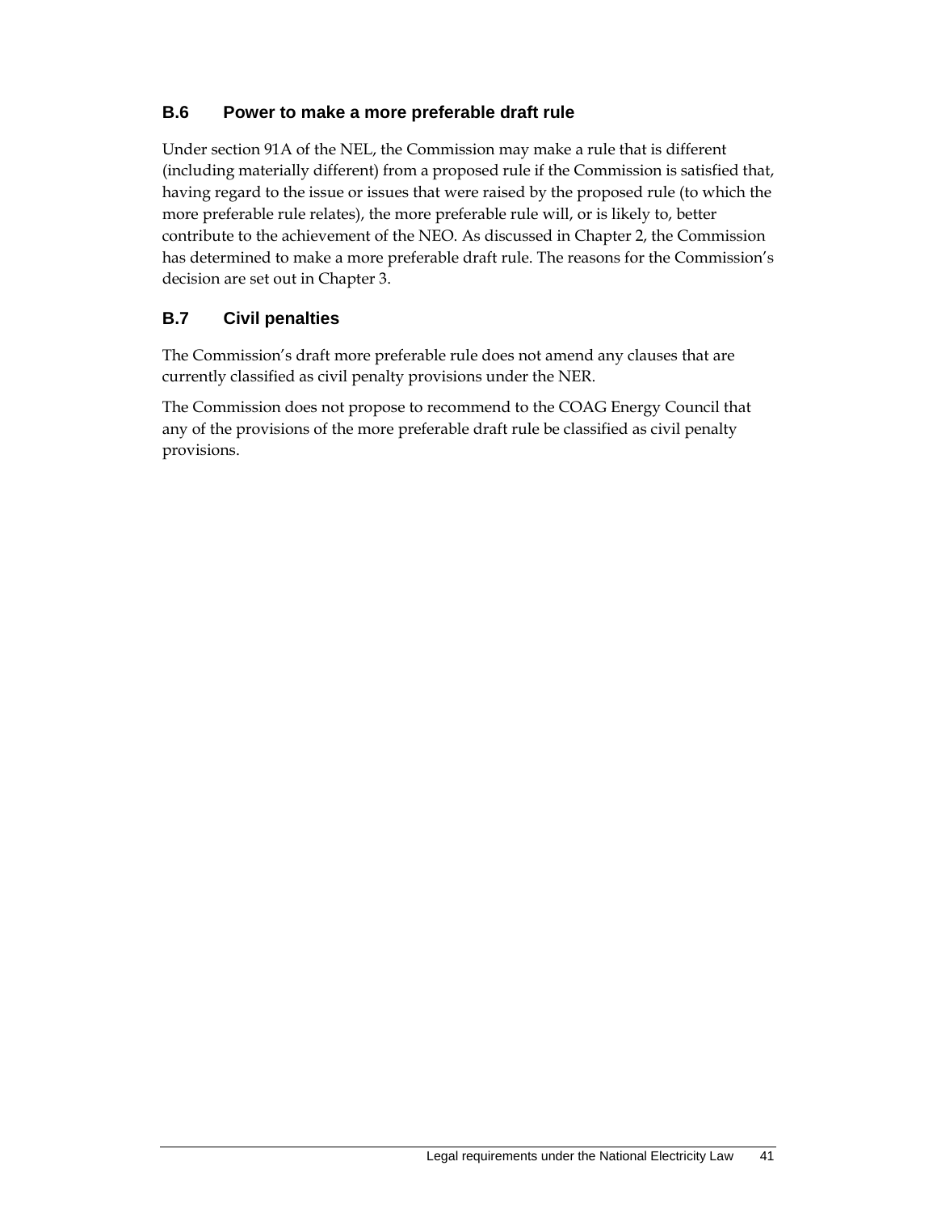## B.6 Power to make a more preferable draft rule

Under section 91A of the NEL, the Commission may make a rule that is different (including materially different) from a proposed rule if the Commission is satisfied that, having regard to the issue or issues that were raised by the proposed rule (to which the more preferable rule relates), the more preferable rule will, or is likely to, better contribute to the achievement of the NEO. As discussed in Chapter 2, the Commission has determined to make a more preferable draft rule. The reasons for the Commission's decision are set out in Chapter 3.

## B.7 Civil penalties

The Commission's draft more preferable rule does not amend any clauses that are currently classified as civil penalty provisions under the NER.

The Commission does not propose to recommend to the COAG Energy Council that any of the provisions of the more preferable draft rule be classified as civil penalty provisions.